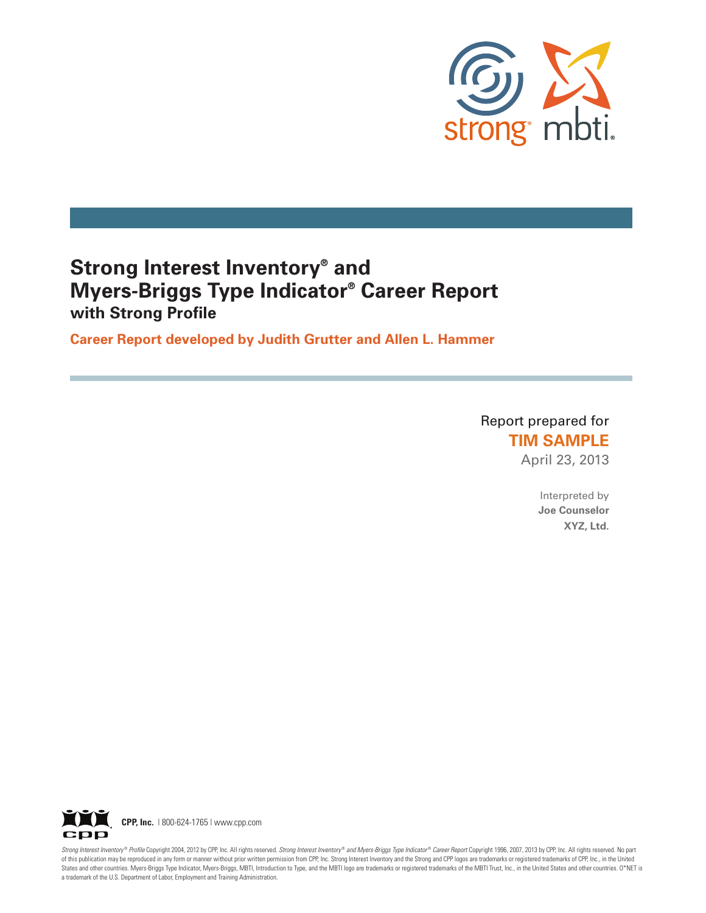strong® mbti®

# Strong Interest Inventory® and Myers-Briggs Type Indicator® Career Report

## with Strong Profile

**Career Report developed by Judith Grutter and Allen L. Hammer**

Report prepared for
**TIM SAMPLE**
April 23, 2013

Interpreted by
**Joe Counselor**
**XYZ, Ltd.**

**CPP, Inc.** | 800-624-1765 | www.cpp.com

*Strong Interest Inventory® Profile* Copyright 2004, 2012 by CPP, Inc. All rights reserved. *Strong Interest Inventory® and Myers-Briggs Type Indicator® Career Report* Copyright 1996, 2007, 2013 by CPP, Inc. All rights reserved. No part of this publication may be reproduced in any form or manner without prior written permission from CPP, Inc. Strong Interest Inventory and the Strong and CPP logos are trademarks or registered trademarks of CPP, Inc., in the United States and other countries. Myers-Briggs Type Indicator, Myers-Briggs, MBTI, Introduction to Type, and the MBTI logo are trademarks or registered trademarks of the MBTI Trust, Inc., in the United States and other countries. O*NET is a trademark of the U.S. Department of Labor, Employment and Training Administration.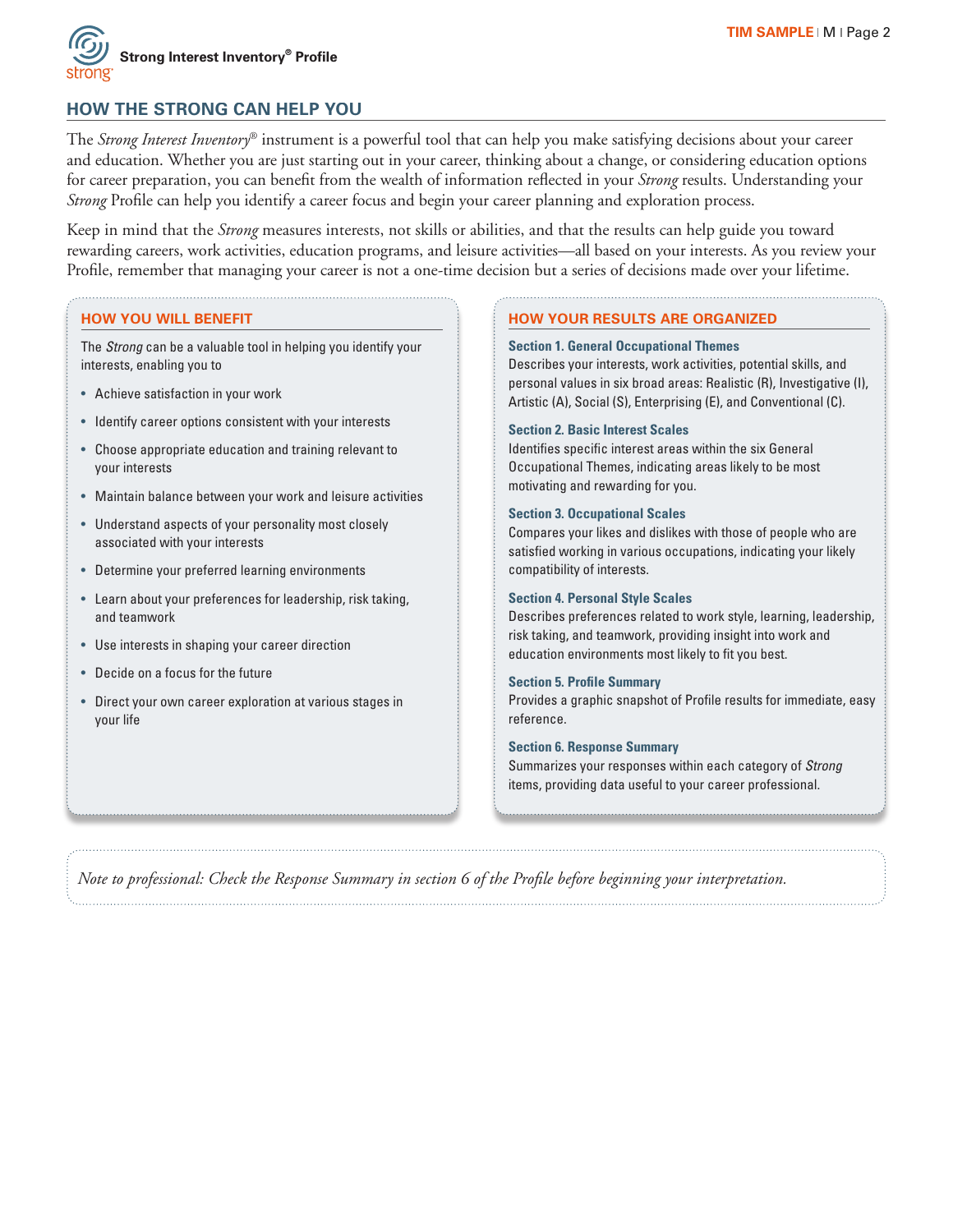## HOW THE STRONG CAN HELP YOU

The *Strong Interest Inventory®* instrument is a powerful tool that can help you make satisfying decisions about your career and education. Whether you are just starting out in your career, thinking about a change, or considering education options for career preparation, you can benefit from the wealth of information reflected in your *Strong* results. Understanding your *Strong* Profile can help you identify a career focus and begin your career planning and exploration process.

Keep in mind that the *Strong* measures interests, not skills or abilities, and that the results can help guide you toward rewarding careers, work activities, education programs, and leisure activities—all based on your interests. As you review your Profile, remember that managing your career is not a one-time decision but a series of decisions made over your lifetime.

### HOW YOU WILL BENEFIT

The *Strong* can be a valuable tool in helping you identify your interests, enabling you to

- Achieve satisfaction in your work
- Identify career options consistent with your interests
- Choose appropriate education and training relevant to your interests
- Maintain balance between your work and leisure activities
- Understand aspects of your personality most closely associated with your interests
- Determine your preferred learning environments
- Learn about your preferences for leadership, risk taking, and teamwork
- Use interests in shaping your career direction
- Decide on a focus for the future
- Direct your own career exploration at various stages in your life

### HOW YOUR RESULTS ARE ORGANIZED

**Section 1. General Occupational Themes**
Describes your interests, work activities, potential skills, and personal values in six broad areas: Realistic (R), Investigative (I), Artistic (A), Social (S), Enterprising (E), and Conventional (C).

**Section 2. Basic Interest Scales**
Identifies specific interest areas within the six General Occupational Themes, indicating areas likely to be most motivating and rewarding for you.

**Section 3. Occupational Scales**
Compares your likes and dislikes with those of people who are satisfied working in various occupations, indicating your likely compatibility of interests.

**Section 4. Personal Style Scales**
Describes preferences related to work style, learning, leadership, risk taking, and teamwork, providing insight into work and education environments most likely to fit you best.

**Section 5. Profile Summary**
Provides a graphic snapshot of Profile results for immediate, easy reference.

**Section 6. Response Summary**
Summarizes your responses within each category of *Strong* items, providing data useful to your career professional.

*Note to professional: Check the Response Summary in section 6 of the Profile before beginning your interpretation.*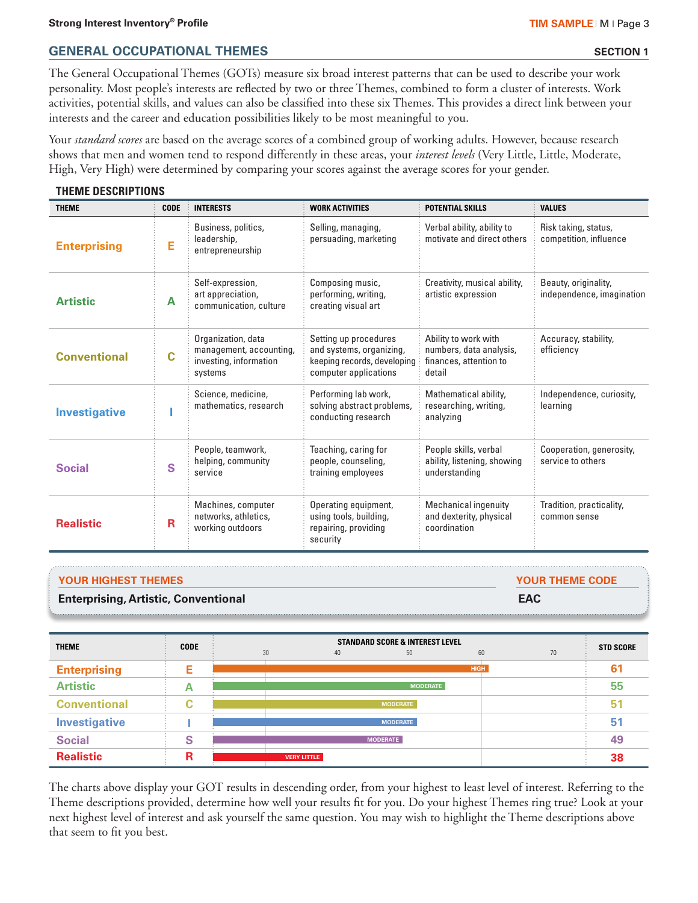## GENERAL OCCUPATIONAL THEMES

**SECTION 1**

The General Occupational Themes (GOTs) measure six broad interest patterns that can be used to describe your work personality. Most people's interests are reflected by two or three Themes, combined to form a cluster of interests. Work activities, potential skills, and values can also be classified into these six Themes. This provides a direct link between your interests and the career and education possibilities likely to be most meaningful to you.

Your *standard scores* are based on the average scores of a combined group of working adults. However, because research shows that men and women tend to respond differently in these areas, your *interest levels* (Very Little, Little, Moderate, High, Very High) were determined by comparing your scores against the average scores for your gender.

### THEME DESCRIPTIONS

| THEME | CODE | INTERESTS | WORK ACTIVITIES | POTENTIAL SKILLS | VALUES |
|---|---|---|---|---|---|
| **Enterprising** | E | Business, politics, leadership, entrepreneurship | Selling, managing, persuading, marketing | Verbal ability, ability to motivate and direct others | Risk taking, status, competition, influence |
| **Artistic** | A | Self-expression, art appreciation, communication, culture | Composing music, performing, writing, creating visual art | Creativity, musical ability, artistic expression | Beauty, originality, independence, imagination |
| **Conventional** | C | Organization, data management, accounting, investing, information systems | Setting up procedures and systems, organizing, keeping records, developing computer applications | Ability to work with numbers, data analysis, finances, attention to detail | Accuracy, stability, efficiency |
| **Investigative** | I | Science, medicine, mathematics, research | Performing lab work, solving abstract problems, conducting research | Mathematical ability, researching, writing, analyzing | Independence, curiosity, learning |
| **Social** | S | People, teamwork, helping, community service | Teaching, caring for people, counseling, training employees | People skills, verbal ability, listening, showing understanding | Cooperation, generosity, service to others |
| **Realistic** | R | Machines, computer networks, athletics, working outdoors | Operating equipment, using tools, building, repairing, providing security | Mechanical ingenuity and dexterity, physical coordination | Tradition, practicality, common sense |

| YOUR HIGHEST THEMES | YOUR THEME CODE |
|---|---|
| Enterprising, Artistic, Conventional | EAC |

| THEME | CODE | STANDARD SCORE & INTEREST LEVEL | STD SCORE |
|---|---|---|---|
| Enterprising | E | HIGH | 61 |
| Artistic | A | MODERATE | 55 |
| Conventional | C | MODERATE | 51 |
| Investigative | I | MODERATE | 51 |
| Social | S | MODERATE | 49 |
| Realistic | R | VERY LITTLE | 38 |

The charts above display your GOT results in descending order, from your highest to least level of interest. Referring to the Theme descriptions provided, determine how well your results fit for you. Do your highest Themes ring true? Look at your next highest level of interest and ask yourself the same question. You may wish to highlight the Theme descriptions above that seem to fit you best.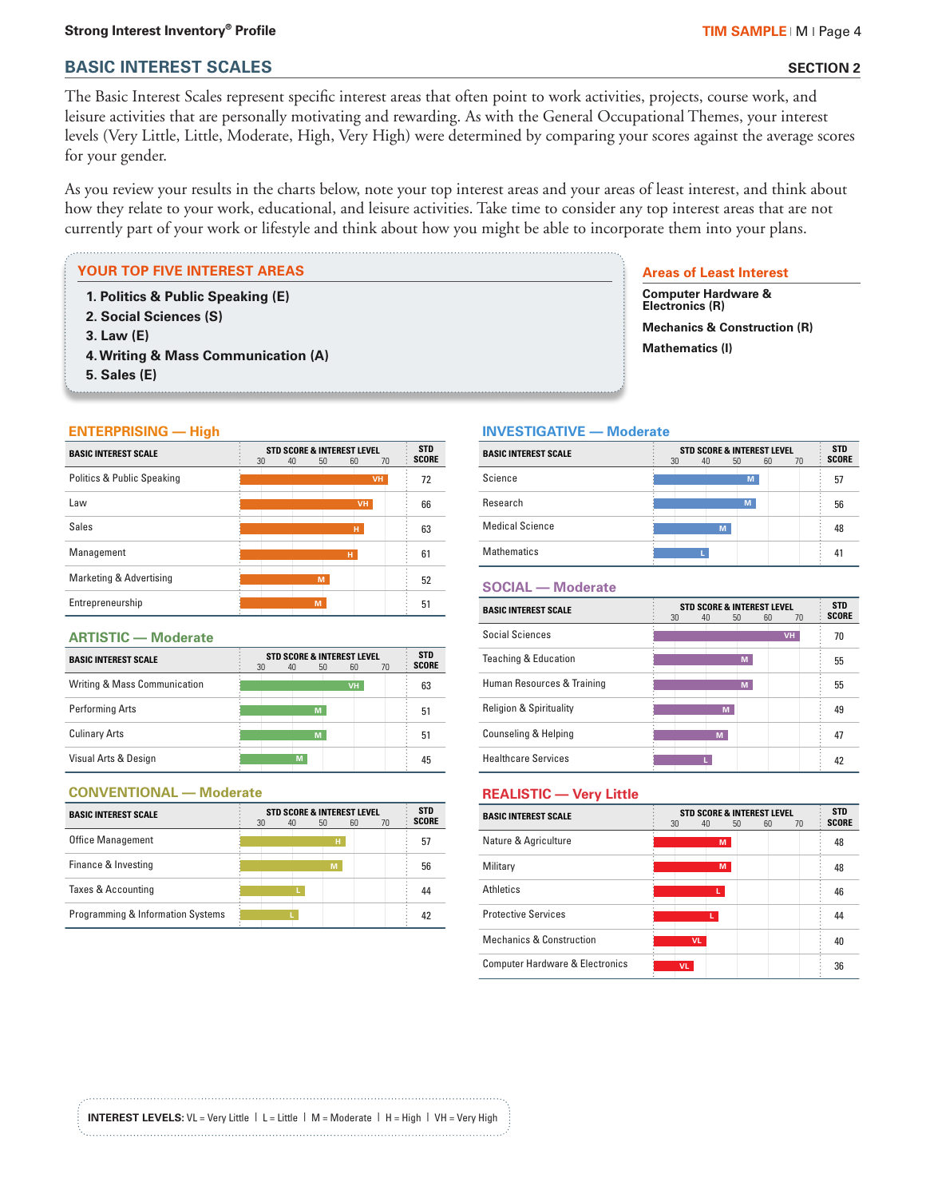## BASIC INTEREST SCALES

**SECTION 2**

The Basic Interest Scales represent specific interest areas that often point to work activities, projects, course work, and leisure activities that are personally motivating and rewarding. As with the General Occupational Themes, your interest levels (Very Little, Little, Moderate, High, Very High) were determined by comparing your scores against the average scores for your gender.

As you review your results in the charts below, note your top interest areas and your areas of least interest, and think about how they relate to your work, educational, and leisure activities. Take time to consider any top interest areas that are not currently part of your work or lifestyle and think about how you might be able to incorporate them into your plans.

### YOUR TOP FIVE INTEREST AREAS

1. **Politics & Public Speaking (E)**
2. **Social Sciences (S)**
3. **Law (E)**
4. **Writing & Mass Communication (A)**
5. **Sales (E)**

### Areas of Least Interest

**Computer Hardware & Electronics (R)**

**Mechanics & Construction (R)**

**Mathematics (I)**

### ENTERPRISING — High

| BASIC INTEREST SCALE | INTEREST LEVEL | STD SCORE |
|---|---|---|
| Politics & Public Speaking | VH | 72 |
| Law | VH | 66 |
| Sales | H | 63 |
| Management | H | 61 |
| Marketing & Advertising | M | 52 |
| Entrepreneurship | M | 51 |

### ARTISTIC — Moderate

| BASIC INTEREST SCALE | INTEREST LEVEL | STD SCORE |
|---|---|---|
| Writing & Mass Communication | VH | 63 |
| Performing Arts | M | 51 |
| Culinary Arts | M | 51 |
| Visual Arts & Design | M | 45 |

### CONVENTIONAL — Moderate

| BASIC INTEREST SCALE | INTEREST LEVEL | STD SCORE |
|---|---|---|
| Office Management | H | 57 |
| Finance & Investing | M | 56 |
| Taxes & Accounting | L | 44 |
| Programming & Information Systems | L | 42 |

### INVESTIGATIVE — Moderate

| BASIC INTEREST SCALE | INTEREST LEVEL | STD SCORE |
|---|---|---|
| Science | M | 57 |
| Research | M | 56 |
| Medical Science | M | 48 |
| Mathematics | L | 41 |

### SOCIAL — Moderate

| BASIC INTEREST SCALE | INTEREST LEVEL | STD SCORE |
|---|---|---|
| Social Sciences | VH | 70 |
| Teaching & Education | M | 55 |
| Human Resources & Training | M | 55 |
| Religion & Spirituality | M | 49 |
| Counseling & Helping | M | 47 |
| Healthcare Services | L | 42 |

### REALISTIC — Very Little

| BASIC INTEREST SCALE | INTEREST LEVEL | STD SCORE |
|---|---|---|
| Nature & Agriculture | M | 48 |
| Military | M | 48 |
| Athletics | L | 46 |
| Protective Services | L | 44 |
| Mechanics & Construction | VL | 40 |
| Computer Hardware & Electronics | VL | 36 |

**INTEREST LEVELS:** VL = Very Little | L = Little | M = Moderate | H = High | VH = Very High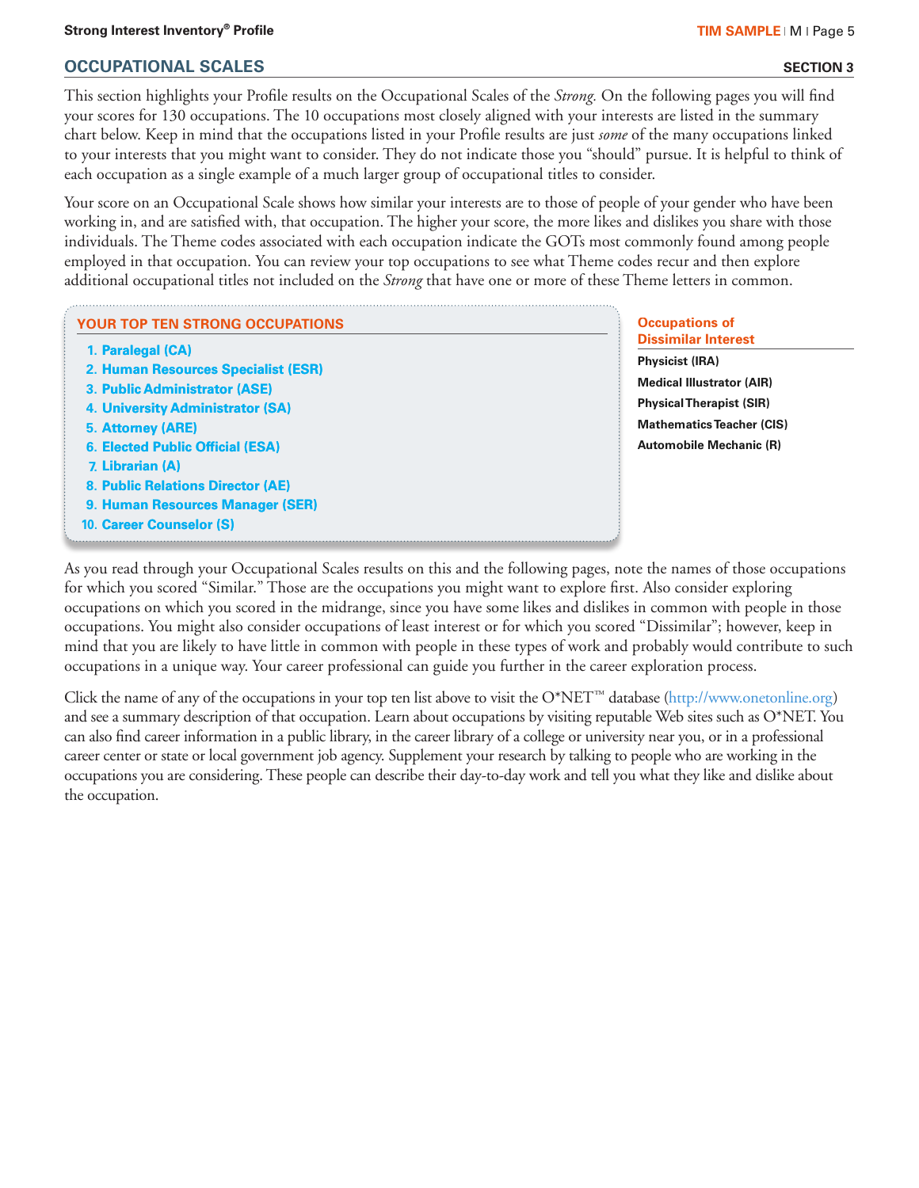## OCCUPATIONAL SCALES

**SECTION 3**

This section highlights your Profile results on the Occupational Scales of the *Strong.* On the following pages you will find your scores for 130 occupations. The 10 occupations most closely aligned with your interests are listed in the summary chart below. Keep in mind that the occupations listed in your Profile results are just *some* of the many occupations linked to your interests that you might want to consider. They do not indicate those you "should" pursue. It is helpful to think of each occupation as a single example of a much larger group of occupational titles to consider.

Your score on an Occupational Scale shows how similar your interests are to those of people of your gender who have been working in, and are satisfied with, that occupation. The higher your score, the more likes and dislikes you share with those individuals. The Theme codes associated with each occupation indicate the GOTs most commonly found among people employed in that occupation. You can review your top occupations to see what Theme codes recur and then explore additional occupational titles not included on the *Strong* that have one or more of these Theme letters in common.

### YOUR TOP TEN STRONG OCCUPATIONS

1. **Paralegal (CA)**
2. **Human Resources Specialist (ESR)**
3. **Public Administrator (ASE)**
4. **University Administrator (SA)**
5. **Attorney (ARE)**
6. **Elected Public Official (ESA)**
7. **Librarian (A)**
8. **Public Relations Director (AE)**
9. **Human Resources Manager (SER)**
10. **Career Counselor (S)**

### Occupations of Dissimilar Interest

**Physicist (IRA)**
**Medical Illustrator (AIR)**
**Physical Therapist (SIR)**
**Mathematics Teacher (CIS)**
**Automobile Mechanic (R)**

As you read through your Occupational Scales results on this and the following pages, note the names of those occupations for which you scored "Similar." Those are the occupations you might want to explore first. Also consider exploring occupations on which you scored in the midrange, since you have some likes and dislikes in common with people in those occupations. You might also consider occupations of least interest or for which you scored "Dissimilar"; however, keep in mind that you are likely to have little in common with people in these types of work and probably would contribute to such occupations in a unique way. Your career professional can guide you further in the career exploration process.

Click the name of any of the occupations in your top ten list above to visit the O*NET™ database (http://www.onetonline.org) and see a summary description of that occupation. Learn about occupations by visiting reputable Web sites such as O*NET. You can also find career information in a public library, in the career library of a college or university near you, or in a professional career center or state or local government job agency. Supplement your research by talking to people who are working in the occupations you are considering. These people can describe their day-to-day work and tell you what they like and dislike about the occupation.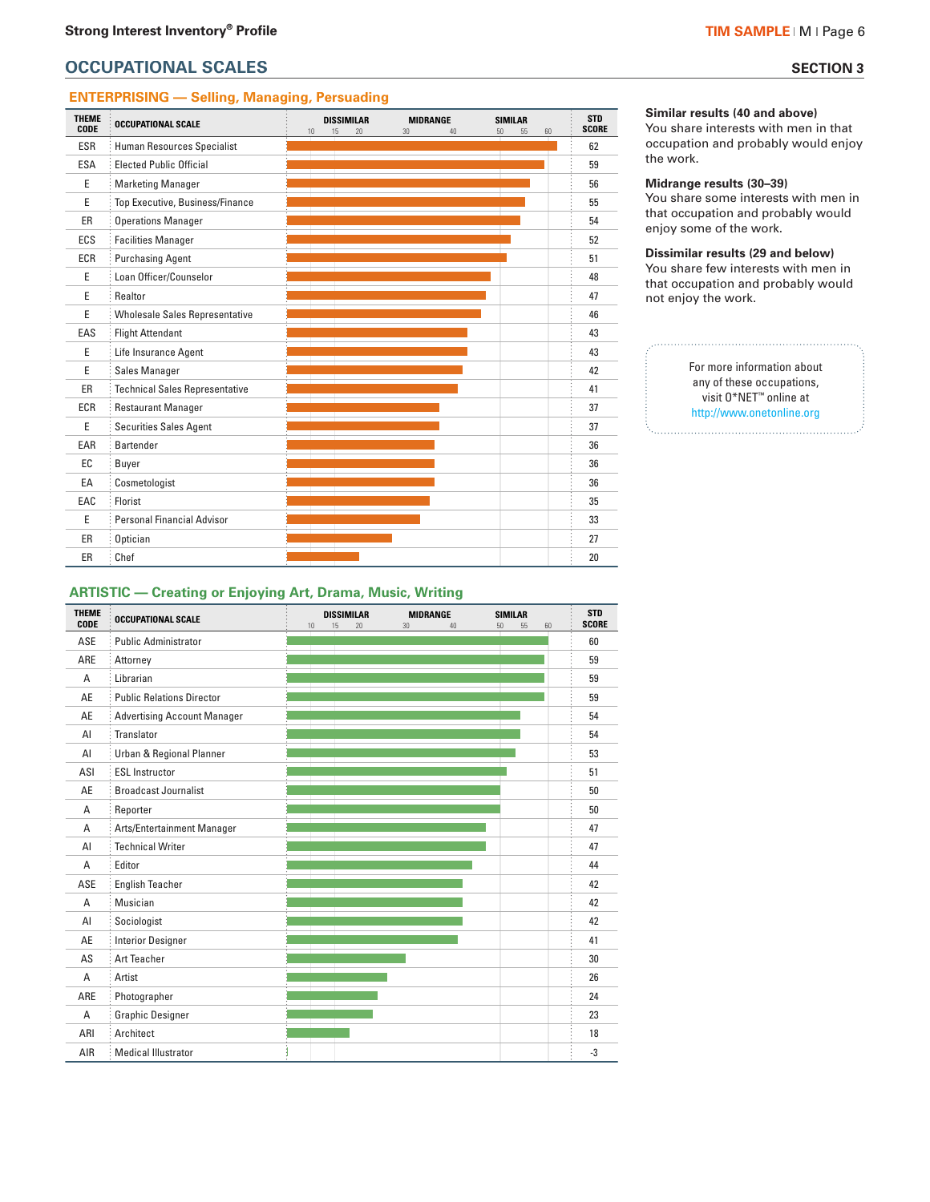## OCCUPATIONAL SCALES

**SECTION 3**

### ENTERPRISING — Selling, Managing, Persuading

| THEME CODE | OCCUPATIONAL SCALE | STD SCORE |
|---|---|---|
| ESR | Human Resources Specialist | 62 |
| ESA | Elected Public Official | 59 |
| E | Marketing Manager | 56 |
| E | Top Executive, Business/Finance | 55 |
| ER | Operations Manager | 54 |
| ECS | Facilities Manager | 52 |
| ECR | Purchasing Agent | 51 |
| E | Loan Officer/Counselor | 48 |
| E | Realtor | 47 |
| E | Wholesale Sales Representative | 46 |
| EAS | Flight Attendant | 43 |
| E | Life Insurance Agent | 43 |
| E | Sales Manager | 42 |
| ER | Technical Sales Representative | 41 |
| ECR | Restaurant Manager | 37 |
| E | Securities Sales Agent | 37 |
| EAR | Bartender | 36 |
| EC | Buyer | 36 |
| EA | Cosmetologist | 36 |
| EAC | Florist | 35 |
| E | Personal Financial Advisor | 33 |
| ER | Optician | 27 |
| ER | Chef | 20 |

### ARTISTIC — Creating or Enjoying Art, Drama, Music, Writing

| THEME CODE | OCCUPATIONAL SCALE | STD SCORE |
|---|---|---|
| ASE | Public Administrator | 60 |
| ARE | Attorney | 59 |
| A | Librarian | 59 |
| AE | Public Relations Director | 59 |
| AE | Advertising Account Manager | 54 |
| AI | Translator | 54 |
| AI | Urban & Regional Planner | 53 |
| ASI | ESL Instructor | 51 |
| AE | Broadcast Journalist | 50 |
| A | Reporter | 50 |
| A | Arts/Entertainment Manager | 47 |
| AI | Technical Writer | 47 |
| A | Editor | 44 |
| ASE | English Teacher | 42 |
| A | Musician | 42 |
| AI | Sociologist | 42 |
| AE | Interior Designer | 41 |
| AS | Art Teacher | 30 |
| A | Artist | 26 |
| ARE | Photographer | 24 |
| A | Graphic Designer | 23 |
| ARI | Architect | 18 |
| AIR | Medical Illustrator | -3 |

**Similar results (40 and above)**
You share interests with men in that occupation and probably would enjoy the work.

**Midrange results (30–39)**
You share some interests with men in that occupation and probably would enjoy some of the work.

**Dissimilar results (29 and below)**
You share few interests with men in that occupation and probably would not enjoy the work.

For more information about any of these occupations, visit O*NET™ online at http://www.onetonline.org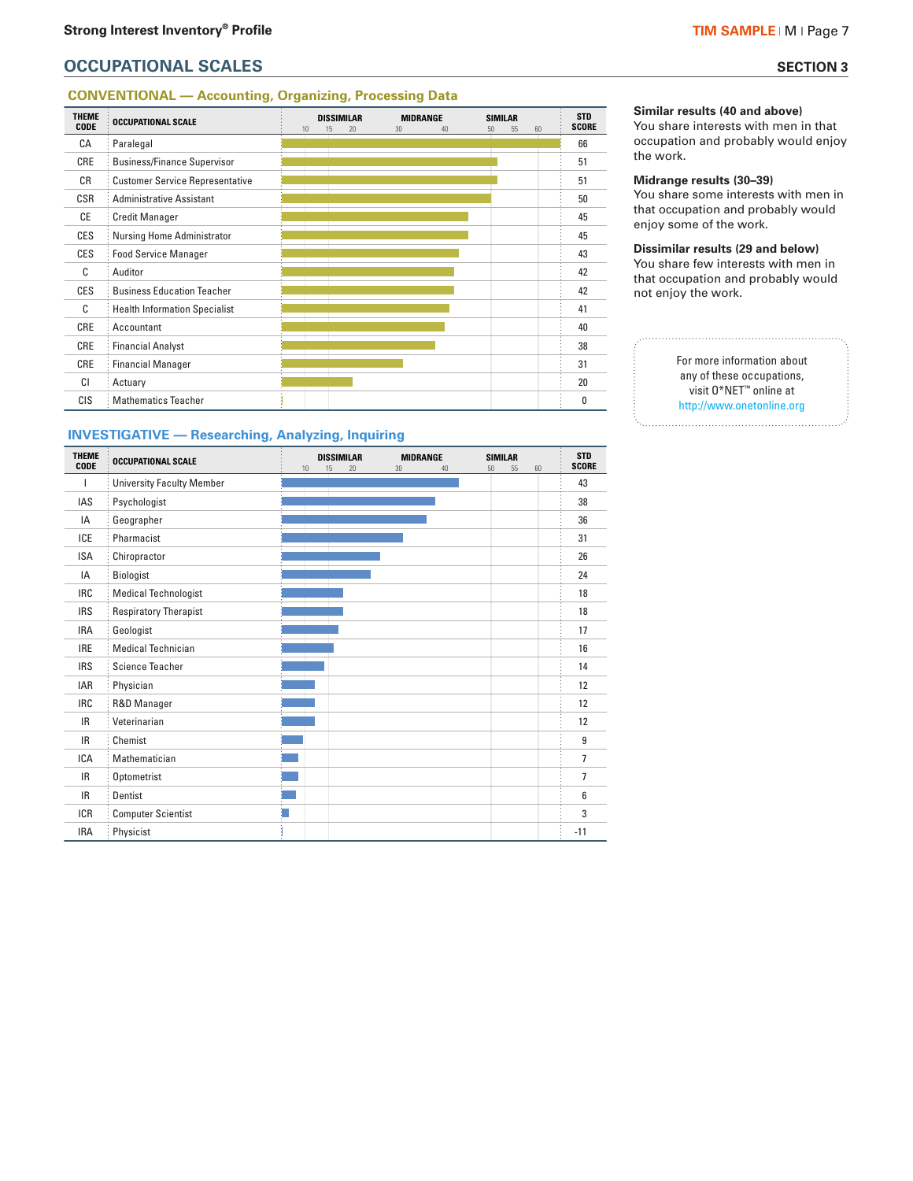## OCCUPATIONAL SCALES

**SECTION 3**

### CONVENTIONAL — Accounting, Organizing, Processing Data

| THEME CODE | OCCUPATIONAL SCALE | STD SCORE |
|---|---|---|
| CA | Paralegal | 66 |
| CRE | Business/Finance Supervisor | 51 |
| CR | Customer Service Representative | 51 |
| CSR | Administrative Assistant | 50 |
| CE | Credit Manager | 45 |
| CES | Nursing Home Administrator | 45 |
| CES | Food Service Manager | 43 |
| C | Auditor | 42 |
| CES | Business Education Teacher | 42 |
| C | Health Information Specialist | 41 |
| CRE | Accountant | 40 |
| CRE | Financial Analyst | 38 |
| CRE | Financial Manager | 31 |
| CI | Actuary | 20 |
| CIS | Mathematics Teacher | 0 |

### INVESTIGATIVE — Researching, Analyzing, Inquiring

| THEME CODE | OCCUPATIONAL SCALE | STD SCORE |
|---|---|---|
| I | University Faculty Member | 43 |
| IAS | Psychologist | 38 |
| IA | Geographer | 36 |
| ICE | Pharmacist | 31 |
| ISA | Chiropractor | 26 |
| IA | Biologist | 24 |
| IRC | Medical Technologist | 18 |
| IRS | Respiratory Therapist | 18 |
| IRA | Geologist | 17 |
| IRE | Medical Technician | 16 |
| IRS | Science Teacher | 14 |
| IAR | Physician | 12 |
| IRC | R&D Manager | 12 |
| IR | Veterinarian | 12 |
| IR | Chemist | 9 |
| ICA | Mathematician | 7 |
| IR | Optometrist | 7 |
| IR | Dentist | 6 |
| ICR | Computer Scientist | 3 |
| IRA | Physicist | -11 |

**Similar results (40 and above)**
You share interests with men in that occupation and probably would enjoy the work.

**Midrange results (30–39)**
You share some interests with men in that occupation and probably would enjoy some of the work.

**Dissimilar results (29 and below)**
You share few interests with men in that occupation and probably would not enjoy the work.

For more information about any of these occupations, visit O*NET™ online at http://www.onetonline.org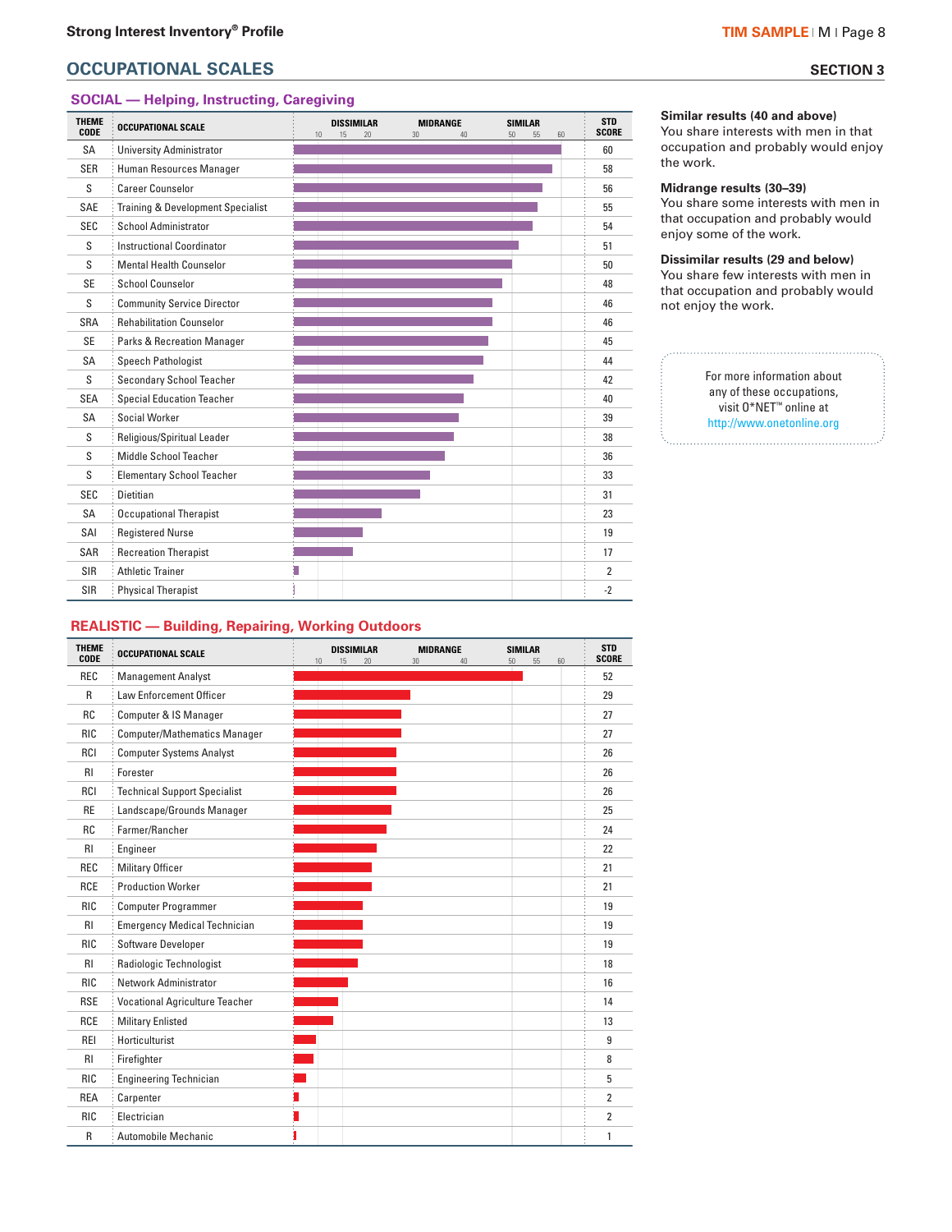## OCCUPATIONAL SCALES

**SECTION 3**

### SOCIAL — Helping, Instructing, Caregiving

| THEME CODE | OCCUPATIONAL SCALE | STD SCORE |
|---|---|---|
| SA | University Administrator | 60 |
| SER | Human Resources Manager | 58 |
| S | Career Counselor | 56 |
| SAE | Training & Development Specialist | 55 |
| SEC | School Administrator | 54 |
| S | Instructional Coordinator | 51 |
| S | Mental Health Counselor | 50 |
| SE | School Counselor | 48 |
| S | Community Service Director | 46 |
| SRA | Rehabilitation Counselor | 46 |
| SE | Parks & Recreation Manager | 45 |
| SA | Speech Pathologist | 44 |
| S | Secondary School Teacher | 42 |
| SEA | Special Education Teacher | 40 |
| SA | Social Worker | 39 |
| S | Religious/Spiritual Leader | 38 |
| S | Middle School Teacher | 36 |
| S | Elementary School Teacher | 33 |
| SEC | Dietitian | 31 |
| SA | Occupational Therapist | 23 |
| SAI | Registered Nurse | 19 |
| SAR | Recreation Therapist | 17 |
| SIR | Athletic Trainer | 2 |
| SIR | Physical Therapist | -2 |

**Similar results (40 and above)**
You share interests with men in that occupation and probably would enjoy the work.

**Midrange results (30–39)**
You share some interests with men in that occupation and probably would enjoy some of the work.

**Dissimilar results (29 and below)**
You share few interests with men in that occupation and probably would not enjoy the work.

For more information about any of these occupations, visit O*NET™ online at http://www.onetonline.org

### REALISTIC — Building, Repairing, Working Outdoors

| THEME CODE | OCCUPATIONAL SCALE | STD SCORE |
|---|---|---|
| REC | Management Analyst | 52 |
| R | Law Enforcement Officer | 29 |
| RC | Computer & IS Manager | 27 |
| RIC | Computer/Mathematics Manager | 27 |
| RCI | Computer Systems Analyst | 26 |
| RI | Forester | 26 |
| RCI | Technical Support Specialist | 26 |
| RE | Landscape/Grounds Manager | 25 |
| RC | Farmer/Rancher | 24 |
| RI | Engineer | 22 |
| REC | Military Officer | 21 |
| RCE | Production Worker | 21 |
| RIC | Computer Programmer | 19 |
| RI | Emergency Medical Technician | 19 |
| RIC | Software Developer | 19 |
| RI | Radiologic Technologist | 18 |
| RIC | Network Administrator | 16 |
| RSE | Vocational Agriculture Teacher | 14 |
| RCE | Military Enlisted | 13 |
| REI | Horticulturist | 9 |
| RI | Firefighter | 8 |
| RIC | Engineering Technician | 5 |
| REA | Carpenter | 2 |
| RIC | Electrician | 2 |
| R | Automobile Mechanic | 1 |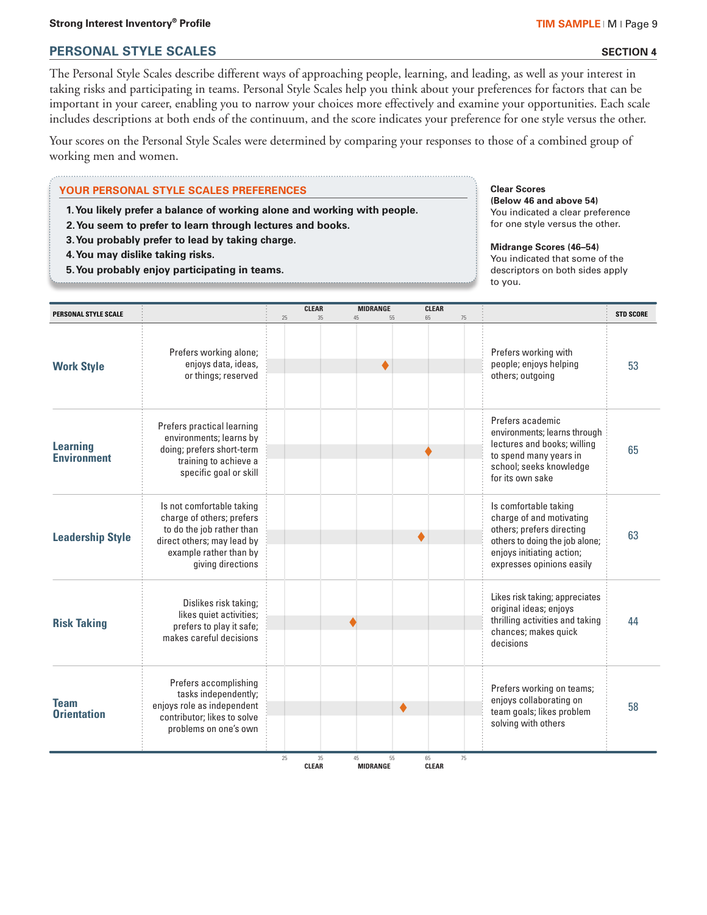## PERSONAL STYLE SCALES

**SECTION 4**

The Personal Style Scales describe different ways of approaching people, learning, and leading, as well as your interest in taking risks and participating in teams. Personal Style Scales help you think about your preferences for factors that can be important in your career, enabling you to narrow your choices more effectively and examine your opportunities. Each scale includes descriptions at both ends of the continuum, and the score indicates your preference for one style versus the other.

Your scores on the Personal Style Scales were determined by comparing your responses to those of a combined group of working men and women.

### YOUR PERSONAL STYLE SCALES PREFERENCES

1. **You likely prefer a balance of working alone and working with people.**
2. **You seem to prefer to learn through lectures and books.**
3. **You probably prefer to lead by taking charge.**
4. **You may dislike taking risks.**
5. **You probably enjoy participating in teams.**

**Clear Scores (Below 46 and above 54)**
You indicated a clear preference for one style versus the other.

**Midrange Scores (46–54)**
You indicated that some of the descriptors on both sides apply to you.

| PERSONAL STYLE SCALE | | | | STD SCORE |
|---|---|---|---|---|
| **Work Style** | Prefers working alone; enjoys data, ideas, or things; reserved | Midrange | Prefers working with people; enjoys helping others; outgoing | 53 |
| **Learning Environment** | Prefers practical learning environments; learns by doing; prefers short-term training to achieve a specific goal or skill | Clear | Prefers academic environments; learns through lectures and books; willing to spend many years in school; seeks knowledge for its own sake | 65 |
| **Leadership Style** | Is not comfortable taking charge of others; prefers to do the job rather than direct others; may lead by example rather than by giving directions | Clear | Is comfortable taking charge of and motivating others; prefers directing others to doing the job alone; enjoys initiating action; expresses opinions easily | 63 |
| **Risk Taking** | Dislikes risk taking; likes quiet activities; prefers to play it safe; makes careful decisions | Clear | Likes risk taking; appreciates original ideas; enjoys thrilling activities and taking chances; makes quick decisions | 44 |
| **Team Orientation** | Prefers accomplishing tasks independently; enjoys role as independent contributor; likes to solve problems on one's own | Clear | Prefers working on teams; enjoys collaborating on team goals; likes problem solving with others | 58 |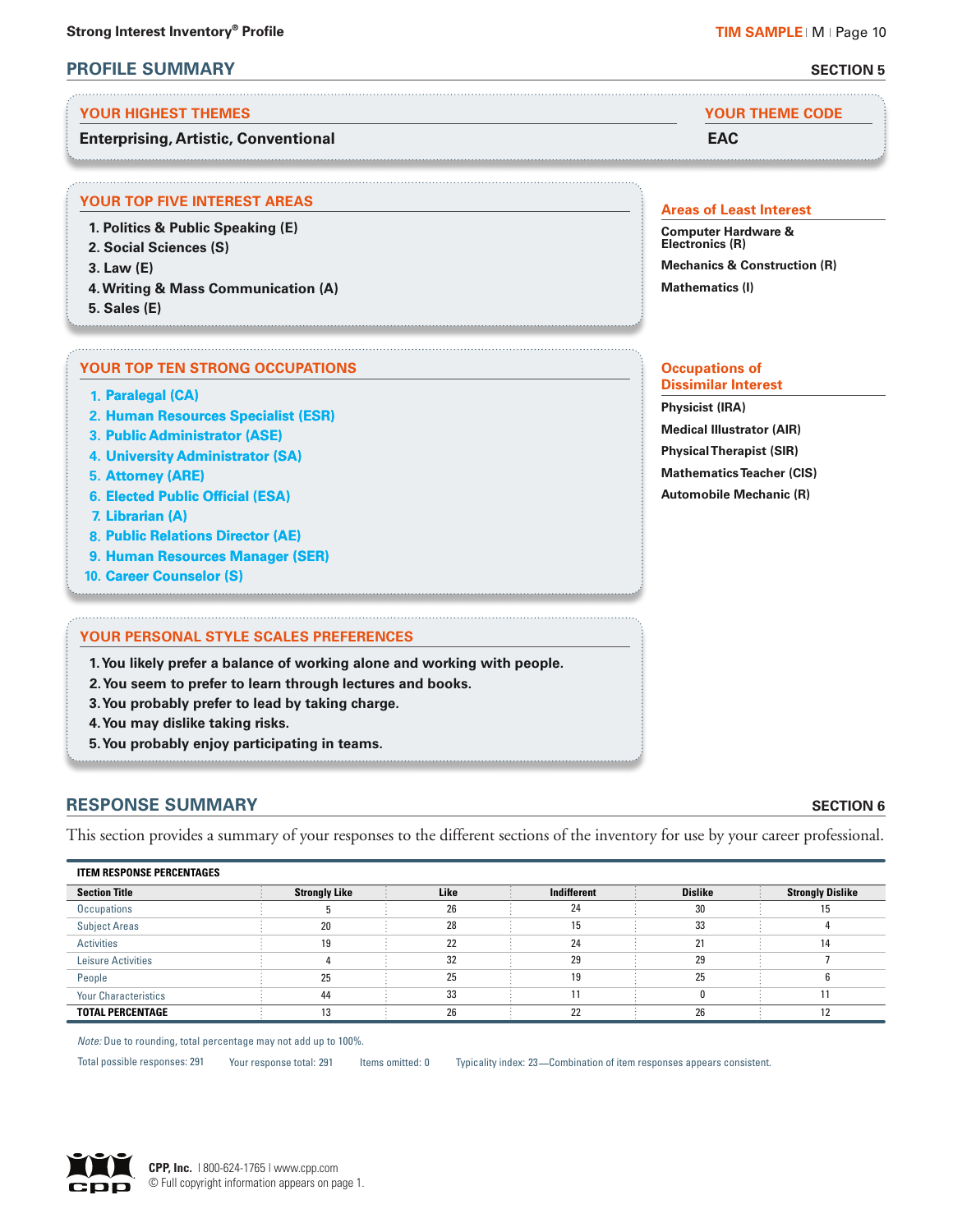## PROFILE SUMMARY

**SECTION 5**

### YOUR HIGHEST THEMES

**Enterprising, Artistic, Conventional**

### YOUR THEME CODE

**EAC**

### YOUR TOP FIVE INTEREST AREAS

1. Politics & Public Speaking (E)
2. Social Sciences (S)
3. Law (E)
4. Writing & Mass Communication (A)
5. Sales (E)

### Areas of Least Interest

- Computer Hardware & Electronics (R)
- Mechanics & Construction (R)
- Mathematics (I)

### YOUR TOP TEN STRONG OCCUPATIONS

1. Paralegal (CA)
2. Human Resources Specialist (ESR)
3. Public Administrator (ASE)
4. University Administrator (SA)
5. Attorney (ARE)
6. Elected Public Official (ESA)
7. Librarian (A)
8. Public Relations Director (AE)
9. Human Resources Manager (SER)
10. Career Counselor (S)

### Occupations of Dissimilar Interest

- Physicist (IRA)
- Medical Illustrator (AIR)
- Physical Therapist (SIR)
- Mathematics Teacher (CIS)
- Automobile Mechanic (R)

### YOUR PERSONAL STYLE SCALES PREFERENCES

1. You likely prefer a balance of working alone and working with people.
2. You seem to prefer to learn through lectures and books.
3. You probably prefer to lead by taking charge.
4. You may dislike taking risks.
5. You probably enjoy participating in teams.

## RESPONSE SUMMARY

**SECTION 6**

This section provides a summary of your responses to the different sections of the inventory for use by your career professional.

**ITEM RESPONSE PERCENTAGES**

| Section Title | Strongly Like | Like | Indifferent | Dislike | Strongly Dislike |
|---|---|---|---|---|---|
| Occupations | 5 | 26 | 24 | 30 | 15 |
| Subject Areas | 20 | 28 | 15 | 33 | 4 |
| Activities | 19 | 22 | 24 | 21 | 14 |
| Leisure Activities | 4 | 32 | 29 | 29 | 7 |
| People | 25 | 25 | 19 | 25 | 6 |
| Your Characteristics | 44 | 33 | 11 | 0 | 11 |
| **TOTAL PERCENTAGE** | 13 | 26 | 22 | 26 | 12 |

*Note:* Due to rounding, total percentage may not add up to 100%.

Total possible responses: 291 Your response total: 291 Items omitted: 0 Typicality index: 23—Combination of item responses appears consistent.

**CPP, Inc.** | 800-624-1765 | www.cpp.com
© Full copyright information appears on page 1.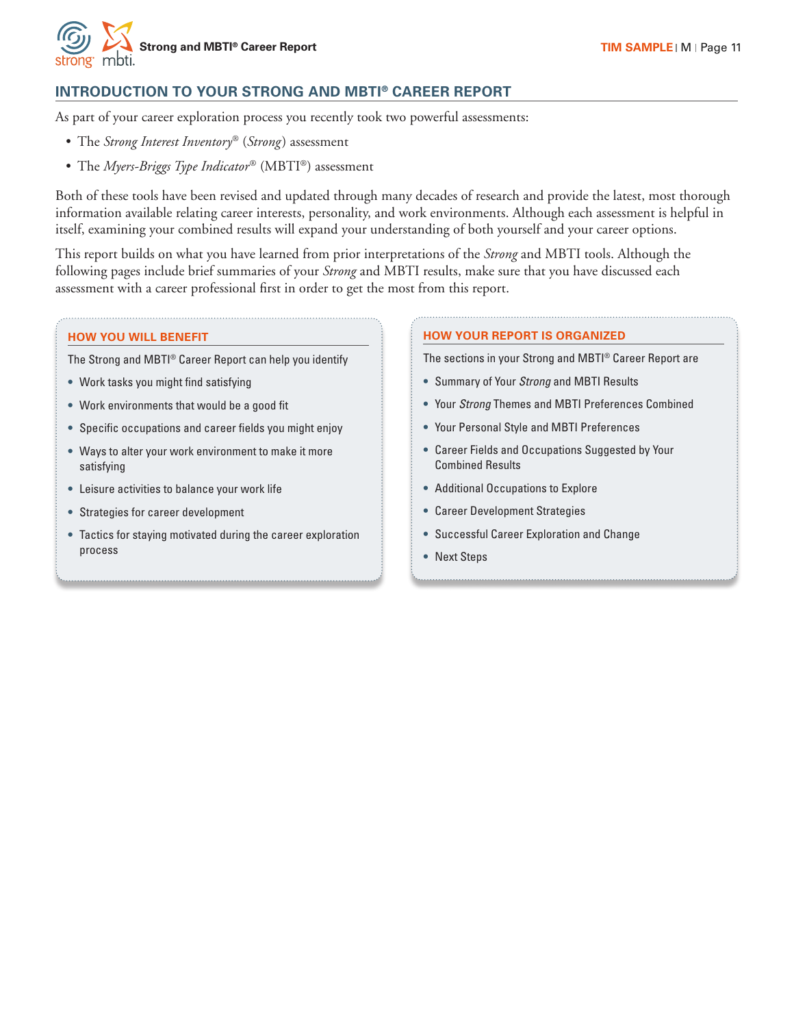## INTRODUCTION TO YOUR STRONG AND MBTI® CAREER REPORT

As part of your career exploration process you recently took two powerful assessments:

- The *Strong Interest Inventory*® (*Strong*) assessment
- The *Myers-Briggs Type Indicator*® (MBTI®) assessment

Both of these tools have been revised and updated through many decades of research and provide the latest, most thorough information available relating career interests, personality, and work environments. Although each assessment is helpful in itself, examining your combined results will expand your understanding of both yourself and your career options.

This report builds on what you have learned from prior interpretations of the *Strong* and MBTI tools. Although the following pages include brief summaries of your *Strong* and MBTI results, make sure that you have discussed each assessment with a career professional first in order to get the most from this report.

### HOW YOU WILL BENEFIT

The Strong and MBTI® Career Report can help you identify

- Work tasks you might find satisfying
- Work environments that would be a good fit
- Specific occupations and career fields you might enjoy
- Ways to alter your work environment to make it more satisfying
- Leisure activities to balance your work life
- Strategies for career development
- Tactics for staying motivated during the career exploration process

### HOW YOUR REPORT IS ORGANIZED

The sections in your Strong and MBTI® Career Report are

- Summary of Your *Strong* and MBTI Results
- Your *Strong* Themes and MBTI Preferences Combined
- Your Personal Style and MBTI Preferences
- Career Fields and Occupations Suggested by Your Combined Results
- Additional Occupations to Explore
- Career Development Strategies
- Successful Career Exploration and Change
- Next Steps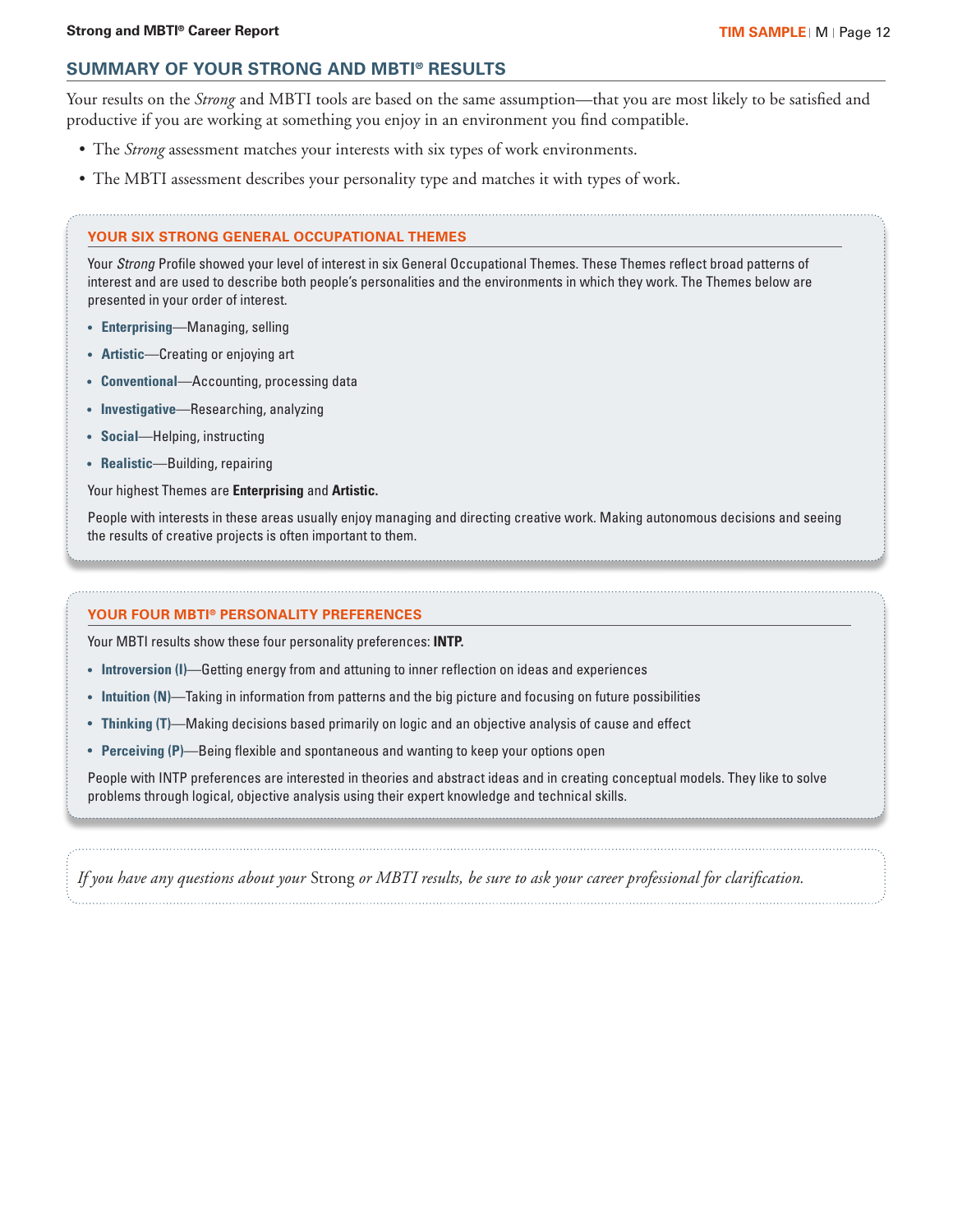## SUMMARY OF YOUR STRONG AND MBTI® RESULTS

Your results on the *Strong* and MBTI tools are based on the same assumption—that you are most likely to be satisfied and productive if you are working at something you enjoy in an environment you find compatible.

- The *Strong* assessment matches your interests with six types of work environments.
- The MBTI assessment describes your personality type and matches it with types of work.

### YOUR SIX STRONG GENERAL OCCUPATIONAL THEMES

Your *Strong* Profile showed your level of interest in six General Occupational Themes. These Themes reflect broad patterns of interest and are used to describe both people's personalities and the environments in which they work. The Themes below are presented in your order of interest.

- **Enterprising**—Managing, selling
- **Artistic**—Creating or enjoying art
- **Conventional**—Accounting, processing data
- **Investigative**—Researching, analyzing
- **Social**—Helping, instructing
- **Realistic**—Building, repairing

Your highest Themes are **Enterprising** and **Artistic.**

People with interests in these areas usually enjoy managing and directing creative work. Making autonomous decisions and seeing the results of creative projects is often important to them.

### YOUR FOUR MBTI® PERSONALITY PREFERENCES

Your MBTI results show these four personality preferences: **INTP.**

- **Introversion (I)**—Getting energy from and attuning to inner reflection on ideas and experiences
- **Intuition (N)**—Taking in information from patterns and the big picture and focusing on future possibilities
- **Thinking (T)**—Making decisions based primarily on logic and an objective analysis of cause and effect
- **Perceiving (P)**—Being flexible and spontaneous and wanting to keep your options open

People with INTP preferences are interested in theories and abstract ideas and in creating conceptual models. They like to solve problems through logical, objective analysis using their expert knowledge and technical skills.

*If you have any questions about your* Strong *or MBTI results, be sure to ask your career professional for clarification.*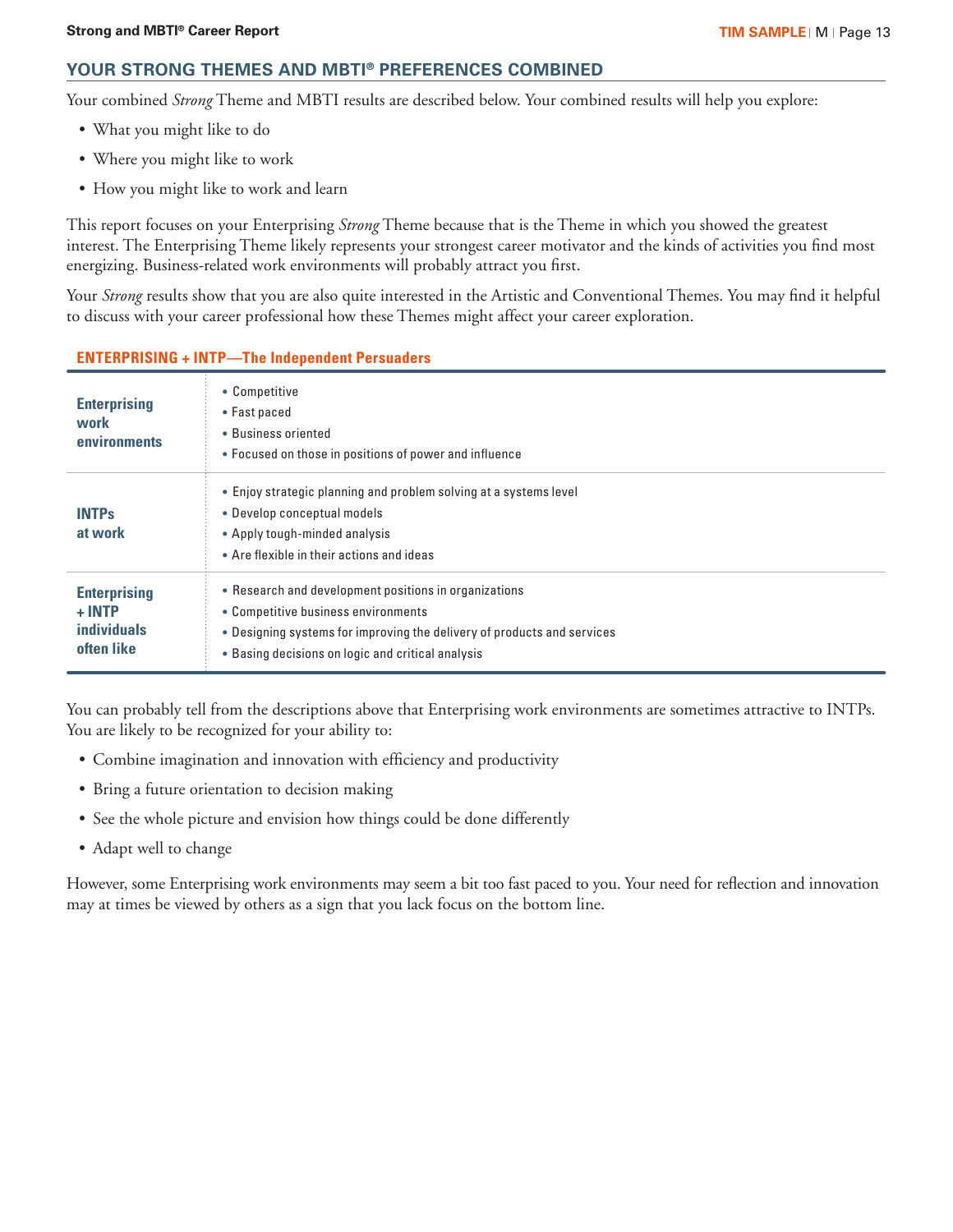## YOUR STRONG THEMES AND MBTI® PREFERENCES COMBINED

Your combined *Strong* Theme and MBTI results are described below. Your combined results will help you explore:

- What you might like to do
- Where you might like to work
- How you might like to work and learn

This report focuses on your Enterprising *Strong* Theme because that is the Theme in which you showed the greatest interest. The Enterprising Theme likely represents your strongest career motivator and the kinds of activities you find most energizing. Business-related work environments will probably attract you first.

Your *Strong* results show that you are also quite interested in the Artistic and Conventional Themes. You may find it helpful to discuss with your career professional how these Themes might affect your career exploration.

### ENTERPRISING + INTP—The Independent Persuaders

| | |
|---|---|
| **Enterprising work environments** | • Competitive<br>• Fast paced<br>• Business oriented<br>• Focused on those in positions of power and influence |
| **INTPs at work** | • Enjoy strategic planning and problem solving at a systems level<br>• Develop conceptual models<br>• Apply tough-minded analysis<br>• Are flexible in their actions and ideas |
| **Enterprising + INTP individuals often like** | • Research and development positions in organizations<br>• Competitive business environments<br>• Designing systems for improving the delivery of products and services<br>• Basing decisions on logic and critical analysis |

You can probably tell from the descriptions above that Enterprising work environments are sometimes attractive to INTPs. You are likely to be recognized for your ability to:

- Combine imagination and innovation with efficiency and productivity
- Bring a future orientation to decision making
- See the whole picture and envision how things could be done differently
- Adapt well to change

However, some Enterprising work environments may seem a bit too fast paced to you. Your need for reflection and innovation may at times be viewed by others as a sign that you lack focus on the bottom line.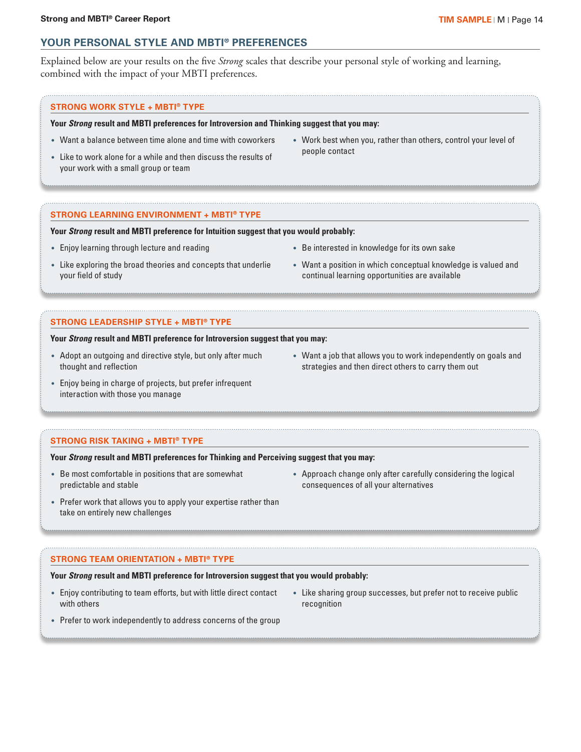## YOUR PERSONAL STYLE AND MBTI® PREFERENCES

Explained below are your results on the five *Strong* scales that describe your personal style of working and learning, combined with the impact of your MBTI preferences.

### STRONG WORK STYLE + MBTI® TYPE

**Your *Strong* result and MBTI preferences for Introversion and Thinking suggest that you may:**

- Want a balance between time alone and time with coworkers
- Like to work alone for a while and then discuss the results of your work with a small group or team
- Work best when you, rather than others, control your level of people contact

### STRONG LEARNING ENVIRONMENT + MBTI® TYPE

**Your *Strong* result and MBTI preference for Intuition suggest that you would probably:**

- Enjoy learning through lecture and reading
- Like exploring the broad theories and concepts that underlie your field of study
- Be interested in knowledge for its own sake
- Want a position in which conceptual knowledge is valued and continual learning opportunities are available

### STRONG LEADERSHIP STYLE + MBTI® TYPE

**Your *Strong* result and MBTI preference for Introversion suggest that you may:**

- Adopt an outgoing and directive style, but only after much thought and reflection
- Enjoy being in charge of projects, but prefer infrequent interaction with those you manage
- Want a job that allows you to work independently on goals and strategies and then direct others to carry them out

### STRONG RISK TAKING + MBTI® TYPE

**Your *Strong* result and MBTI preferences for Thinking and Perceiving suggest that you may:**

- Be most comfortable in positions that are somewhat predictable and stable
- Prefer work that allows you to apply your expertise rather than take on entirely new challenges
- Approach change only after carefully considering the logical consequences of all your alternatives

### STRONG TEAM ORIENTATION + MBTI® TYPE

**Your *Strong* result and MBTI preference for Introversion suggest that you would probably:**

- Enjoy contributing to team efforts, but with little direct contact with others
- Prefer to work independently to address concerns of the group
- Like sharing group successes, but prefer not to receive public recognition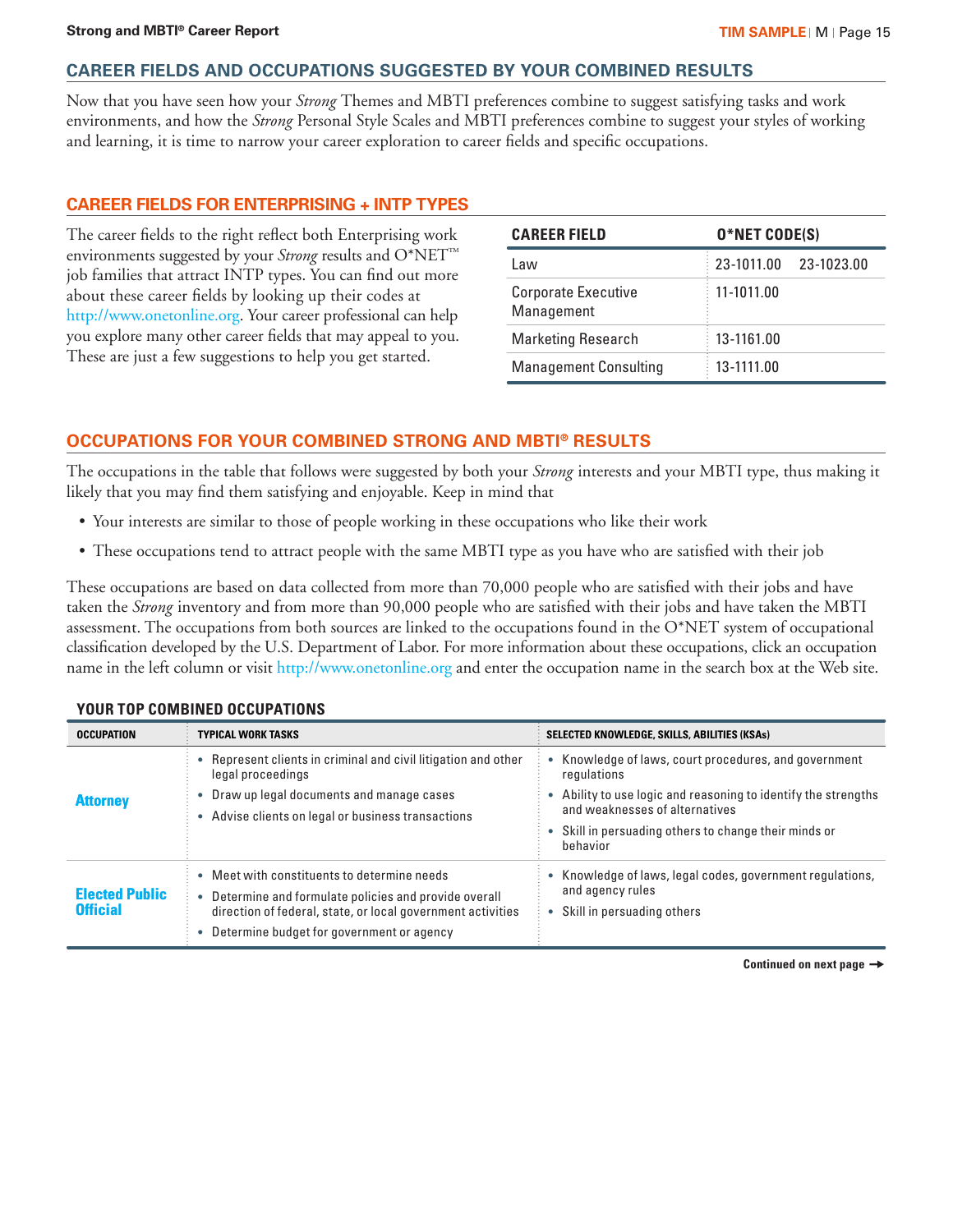## CAREER FIELDS AND OCCUPATIONS SUGGESTED BY YOUR COMBINED RESULTS

Now that you have seen how your *Strong* Themes and MBTI preferences combine to suggest satisfying tasks and work environments, and how the *Strong* Personal Style Scales and MBTI preferences combine to suggest your styles of working and learning, it is time to narrow your career exploration to career fields and specific occupations.

### CAREER FIELDS FOR ENTERPRISING + INTP TYPES

The career fields to the right reflect both Enterprising work environments suggested by your *Strong* results and O*NET™ job families that attract INTP types. You can find out more about these career fields by looking up their codes at http://www.onetonline.org. Your career professional can help you explore many other career fields that may appeal to you. These are just a few suggestions to help you get started.

| CAREER FIELD | O*NET CODE(S) |
|---|---|
| Law | 23-1011.00  23-1023.00 |
| Corporate Executive Management | 11-1011.00 |
| Marketing Research | 13-1161.00 |
| Management Consulting | 13-1111.00 |

### OCCUPATIONS FOR YOUR COMBINED STRONG AND MBTI® RESULTS

The occupations in the table that follows were suggested by both your *Strong* interests and your MBTI type, thus making it likely that you may find them satisfying and enjoyable. Keep in mind that

- Your interests are similar to those of people working in these occupations who like their work
- These occupations tend to attract people with the same MBTI type as you have who are satisfied with their job

These occupations are based on data collected from more than 70,000 people who are satisfied with their jobs and have taken the *Strong* inventory and from more than 90,000 people who are satisfied with their jobs and have taken the MBTI assessment. The occupations from both sources are linked to the occupations found in the O*NET system of occupational classification developed by the U.S. Department of Labor. For more information about these occupations, click an occupation name in the left column or visit http://www.onetonline.org and enter the occupation name in the search box at the Web site.

**YOUR TOP COMBINED OCCUPATIONS**

| OCCUPATION | TYPICAL WORK TASKS | SELECTED KNOWLEDGE, SKILLS, ABILITIES (KSAs) |
|---|---|---|
| **Attorney** | • Represent clients in criminal and civil litigation and other legal proceedings<br>• Draw up legal documents and manage cases<br>• Advise clients on legal or business transactions | • Knowledge of laws, court procedures, and government regulations<br>• Ability to use logic and reasoning to identify the strengths and weaknesses of alternatives<br>• Skill in persuading others to change their minds or behavior |
| **Elected Public Official** | • Meet with constituents to determine needs<br>• Determine and formulate policies and provide overall direction of federal, state, or local government activities<br>• Determine budget for government or agency | • Knowledge of laws, legal codes, government regulations, and agency rules<br>• Skill in persuading others |

Continued on next page →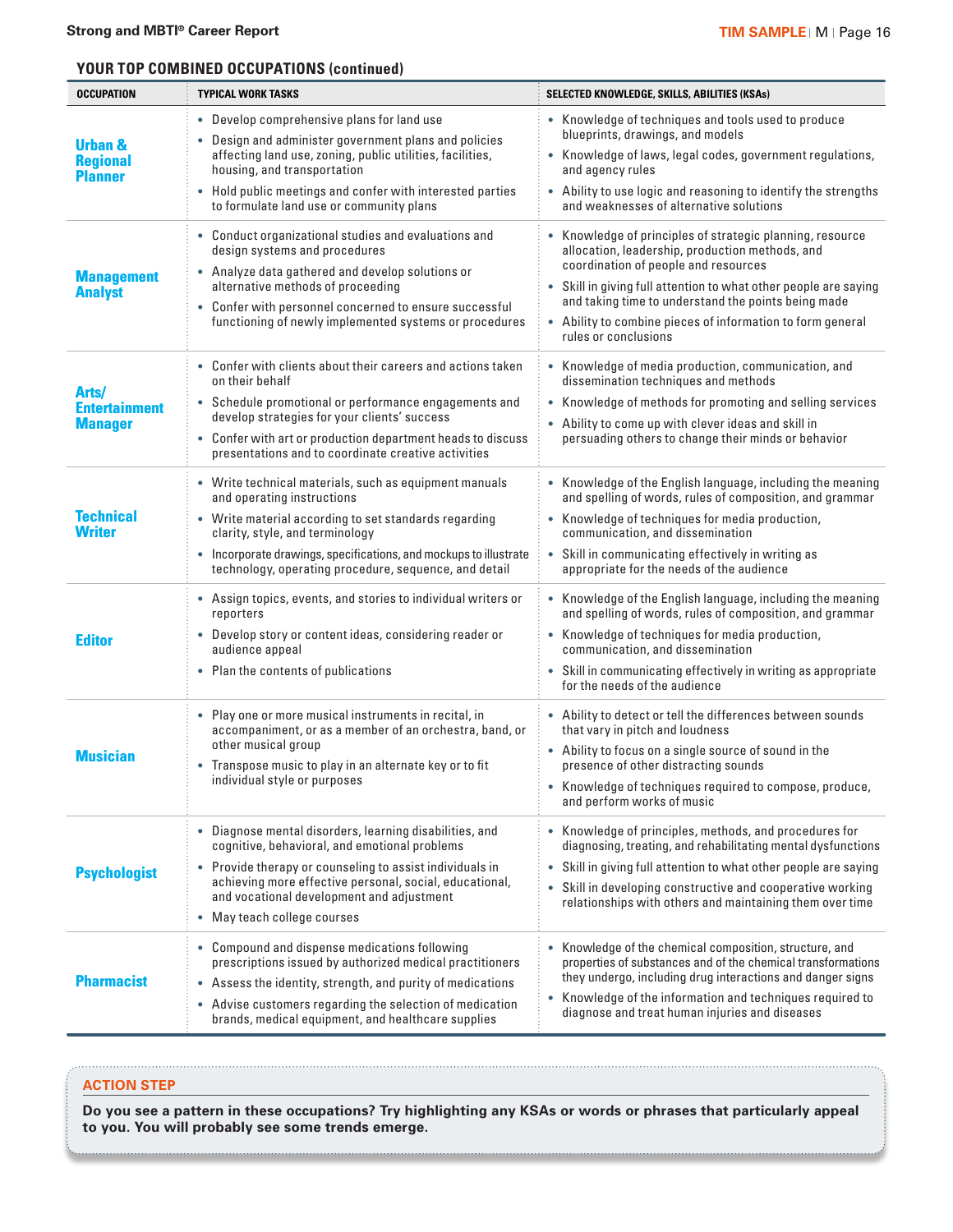## YOUR TOP COMBINED OCCUPATIONS (continued)

| OCCUPATION | TYPICAL WORK TASKS | SELECTED KNOWLEDGE, SKILLS, ABILITIES (KSAs) |
|---|---|---|
| **Urban & Regional Planner** | • Develop comprehensive plans for land use<br>• Design and administer government plans and policies affecting land use, zoning, public utilities, facilities, housing, and transportation<br>• Hold public meetings and confer with interested parties to formulate land use or community plans | • Knowledge of techniques and tools used to produce blueprints, drawings, and models<br>• Knowledge of laws, legal codes, government regulations, and agency rules<br>• Ability to use logic and reasoning to identify the strengths and weaknesses of alternative solutions |
| **Management Analyst** | • Conduct organizational studies and evaluations and design systems and procedures<br>• Analyze data gathered and develop solutions or alternative methods of proceeding<br>• Confer with personnel concerned to ensure successful functioning of newly implemented systems or procedures | • Knowledge of principles of strategic planning, resource allocation, leadership, production methods, and coordination of people and resources<br>• Skill in giving full attention to what other people are saying and taking time to understand the points being made<br>• Ability to combine pieces of information to form general rules or conclusions |
| **Arts/ Entertainment Manager** | • Confer with clients about their careers and actions taken on their behalf<br>• Schedule promotional or performance engagements and develop strategies for your clients' success<br>• Confer with art or production department heads to discuss presentations and to coordinate creative activities | • Knowledge of media production, communication, and dissemination techniques and methods<br>• Knowledge of methods for promoting and selling services<br>• Ability to come up with clever ideas and skill in persuading others to change their minds or behavior |
| **Technical Writer** | • Write technical materials, such as equipment manuals and operating instructions<br>• Write material according to set standards regarding clarity, style, and terminology<br>• Incorporate drawings, specifications, and mockups to illustrate technology, operating procedure, sequence, and detail | • Knowledge of the English language, including the meaning and spelling of words, rules of composition, and grammar<br>• Knowledge of techniques for media production, communication, and dissemination<br>• Skill in communicating effectively in writing as appropriate for the needs of the audience |
| **Editor** | • Assign topics, events, and stories to individual writers or reporters<br>• Develop story or content ideas, considering reader or audience appeal<br>• Plan the contents of publications | • Knowledge of the English language, including the meaning and spelling of words, rules of composition, and grammar<br>• Knowledge of techniques for media production, communication, and dissemination<br>• Skill in communicating effectively in writing as appropriate for the needs of the audience |
| **Musician** | • Play one or more musical instruments in recital, in accompaniment, or as a member of an orchestra, band, or other musical group<br>• Transpose music to play in an alternate key or to fit individual style or purposes | • Ability to detect or tell the differences between sounds that vary in pitch and loudness<br>• Ability to focus on a single source of sound in the presence of other distracting sounds<br>• Knowledge of techniques required to compose, produce, and perform works of music |
| **Psychologist** | • Diagnose mental disorders, learning disabilities, and cognitive, behavioral, and emotional problems<br>• Provide therapy or counseling to assist individuals in achieving more effective personal, social, educational, and vocational development and adjustment<br>• May teach college courses | • Knowledge of principles, methods, and procedures for diagnosing, treating, and rehabilitating mental dysfunctions<br>• Skill in giving full attention to what other people are saying<br>• Skill in developing constructive and cooperative working relationships with others and maintaining them over time |
| **Pharmacist** | • Compound and dispense medications following prescriptions issued by authorized medical practitioners<br>• Assess the identity, strength, and purity of medications<br>• Advise customers regarding the selection of medication brands, medical equipment, and healthcare supplies | • Knowledge of the chemical composition, structure, and properties of substances and of the chemical transformations they undergo, including drug interactions and danger signs<br>• Knowledge of the information and techniques required to diagnose and treat human injuries and diseases |

### ACTION STEP

**Do you see a pattern in these occupations? Try highlighting any KSAs or words or phrases that particularly appeal to you. You will probably see some trends emerge.**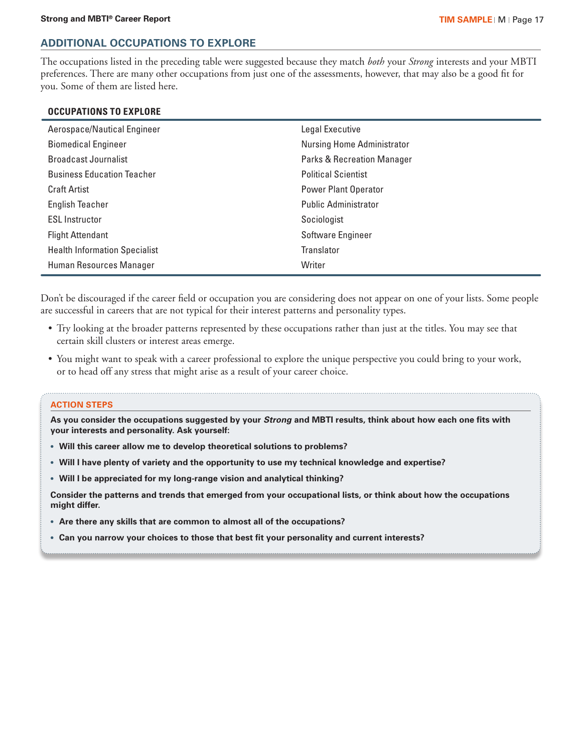## ADDITIONAL OCCUPATIONS TO EXPLORE

The occupations listed in the preceding table were suggested because they match *both* your *Strong* interests and your MBTI preferences. There are many other occupations from just one of the assessments, however, that may also be a good fit for you. Some of them are listed here.

| OCCUPATIONS TO EXPLORE | |
|---|---|
| Aerospace/Nautical Engineer | Legal Executive |
| Biomedical Engineer | Nursing Home Administrator |
| Broadcast Journalist | Parks & Recreation Manager |
| Business Education Teacher | Political Scientist |
| Craft Artist | Power Plant Operator |
| English Teacher | Public Administrator |
| ESL Instructor | Sociologist |
| Flight Attendant | Software Engineer |
| Health Information Specialist | Translator |
| Human Resources Manager | Writer |

Don't be discouraged if the career field or occupation you are considering does not appear on one of your lists. Some people are successful in careers that are not typical for their interest patterns and personality types.

- Try looking at the broader patterns represented by these occupations rather than just at the titles. You may see that certain skill clusters or interest areas emerge.
- You might want to speak with a career professional to explore the unique perspective you could bring to your work, or to head off any stress that might arise as a result of your career choice.

### ACTION STEPS

**As you consider the occupations suggested by your *Strong* and MBTI results, think about how each one fits with your interests and personality. Ask yourself:**

- **Will this career allow me to develop theoretical solutions to problems?**
- **Will I have plenty of variety and the opportunity to use my technical knowledge and expertise?**
- **Will I be appreciated for my long-range vision and analytical thinking?**

**Consider the patterns and trends that emerged from your occupational lists, or think about how the occupations might differ.**

- **Are there any skills that are common to almost all of the occupations?**
- **Can you narrow your choices to those that best fit your personality and current interests?**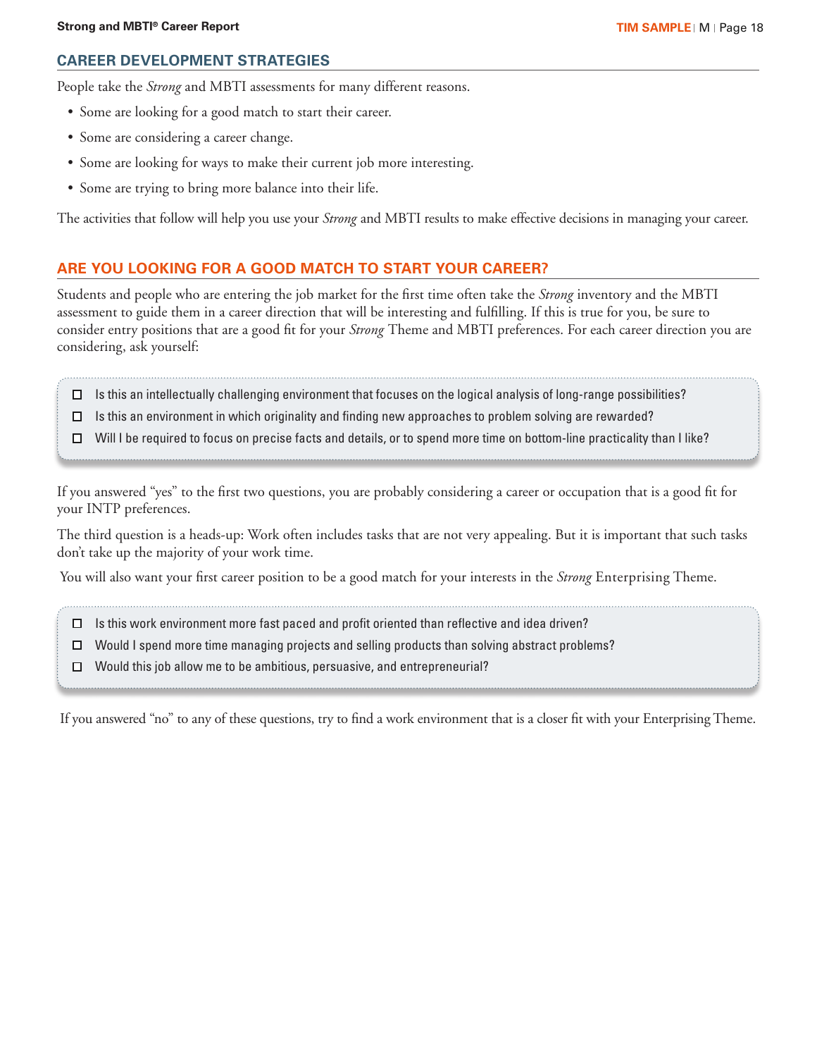## CAREER DEVELOPMENT STRATEGIES

People take the *Strong* and MBTI assessments for many different reasons.

- Some are looking for a good match to start their career.
- Some are considering a career change.
- Some are looking for ways to make their current job more interesting.
- Some are trying to bring more balance into their life.

The activities that follow will help you use your *Strong* and MBTI results to make effective decisions in managing your career.

## ARE YOU LOOKING FOR A GOOD MATCH TO START YOUR CAREER?

Students and people who are entering the job market for the first time often take the *Strong* inventory and the MBTI assessment to guide them in a career direction that will be interesting and fulfilling. If this is true for you, be sure to consider entry positions that are a good fit for your *Strong* Theme and MBTI preferences. For each career direction you are considering, ask yourself:

- ☐ Is this an intellectually challenging environment that focuses on the logical analysis of long-range possibilities?
- ☐ Is this an environment in which originality and finding new approaches to problem solving are rewarded?
- ☐ Will I be required to focus on precise facts and details, or to spend more time on bottom-line practicality than I like?

If you answered "yes" to the first two questions, you are probably considering a career or occupation that is a good fit for your INTP preferences.

The third question is a heads-up: Work often includes tasks that are not very appealing. But it is important that such tasks don't take up the majority of your work time.

You will also want your first career position to be a good match for your interests in the *Strong* Enterprising Theme.

- ☐ Is this work environment more fast paced and profit oriented than reflective and idea driven?
- ☐ Would I spend more time managing projects and selling products than solving abstract problems?
- ☐ Would this job allow me to be ambitious, persuasive, and entrepreneurial?

If you answered "no" to any of these questions, try to find a work environment that is a closer fit with your Enterprising Theme.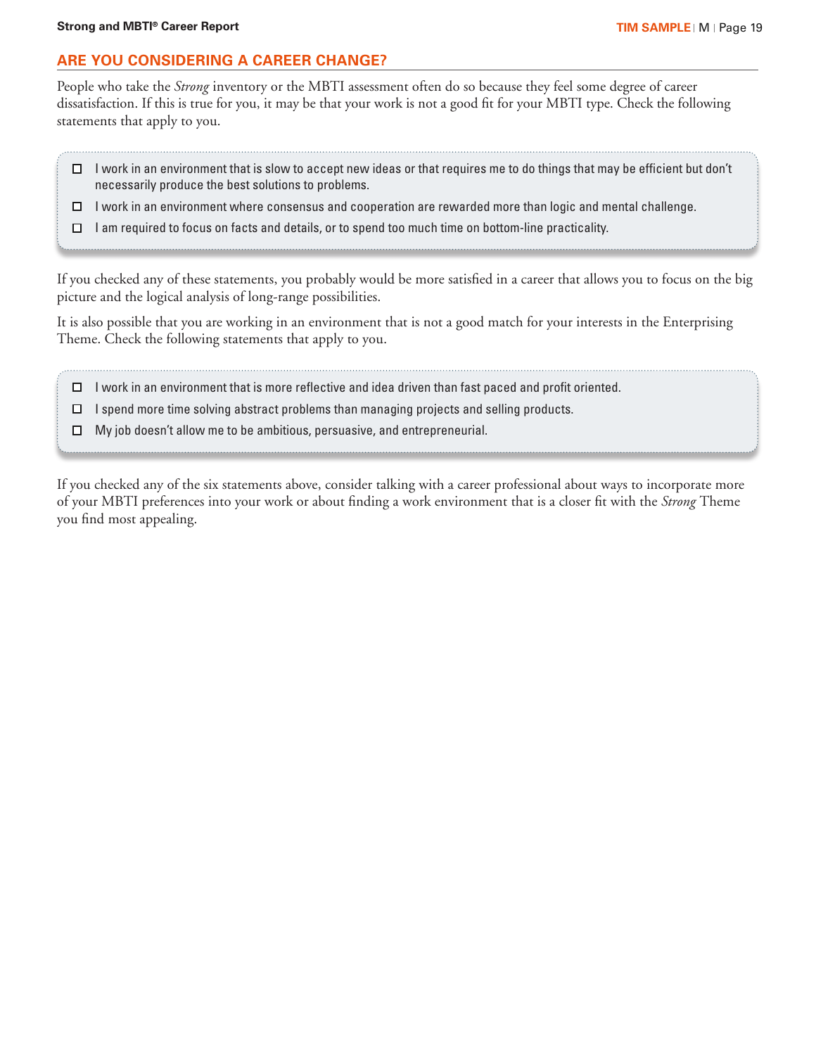## ARE YOU CONSIDERING A CAREER CHANGE?

People who take the *Strong* inventory or the MBTI assessment often do so because they feel some degree of career dissatisfaction. If this is true for you, it may be that your work is not a good fit for your MBTI type. Check the following statements that apply to you.

- [ ] I work in an environment that is slow to accept new ideas or that requires me to do things that may be efficient but don't necessarily produce the best solutions to problems.
- [ ] I work in an environment where consensus and cooperation are rewarded more than logic and mental challenge.
- [ ] I am required to focus on facts and details, or to spend too much time on bottom-line practicality.

If you checked any of these statements, you probably would be more satisfied in a career that allows you to focus on the big picture and the logical analysis of long-range possibilities.

It is also possible that you are working in an environment that is not a good match for your interests in the Enterprising Theme. Check the following statements that apply to you.

- [ ] I work in an environment that is more reflective and idea driven than fast paced and profit oriented.
- [ ] I spend more time solving abstract problems than managing projects and selling products.
- [ ] My job doesn't allow me to be ambitious, persuasive, and entrepreneurial.

If you checked any of the six statements above, consider talking with a career professional about ways to incorporate more of your MBTI preferences into your work or about finding a work environment that is a closer fit with the *Strong* Theme you find most appealing.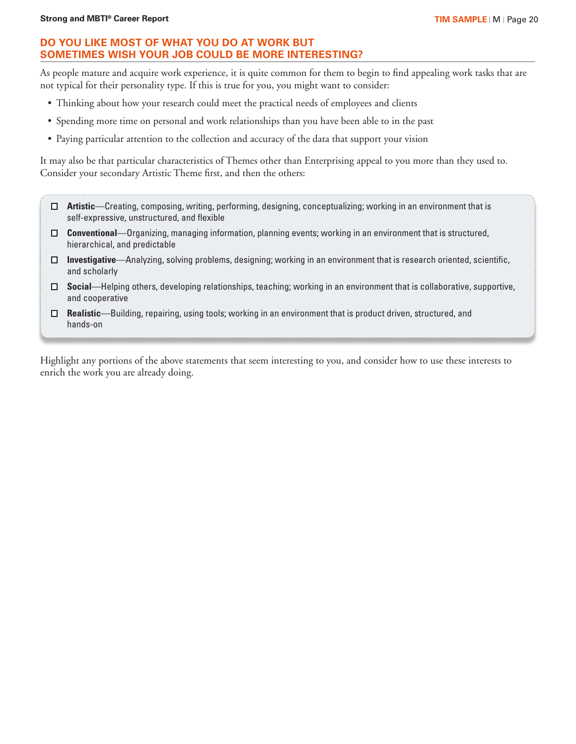## DO YOU LIKE MOST OF WHAT YOU DO AT WORK BUT SOMETIMES WISH YOUR JOB COULD BE MORE INTERESTING?

As people mature and acquire work experience, it is quite common for them to begin to find appealing work tasks that are not typical for their personality type. If this is true for you, you might want to consider:

- Thinking about how your research could meet the practical needs of employees and clients
- Spending more time on personal and work relationships than you have been able to in the past
- Paying particular attention to the collection and accuracy of the data that support your vision

It may also be that particular characteristics of Themes other than Enterprising appeal to you more than they used to. Consider your secondary Artistic Theme first, and then the others:

- ☐ **Artistic**—Creating, composing, writing, performing, designing, conceptualizing; working in an environment that is self-expressive, unstructured, and flexible
- ☐ **Conventional**—Organizing, managing information, planning events; working in an environment that is structured, hierarchical, and predictable
- ☐ **Investigative**—Analyzing, solving problems, designing; working in an environment that is research oriented, scientific, and scholarly
- ☐ **Social**—Helping others, developing relationships, teaching; working in an environment that is collaborative, supportive, and cooperative
- ☐ **Realistic**—Building, repairing, using tools; working in an environment that is product driven, structured, and hands-on

Highlight any portions of the above statements that seem interesting to you, and consider how to use these interests to enrich the work you are already doing.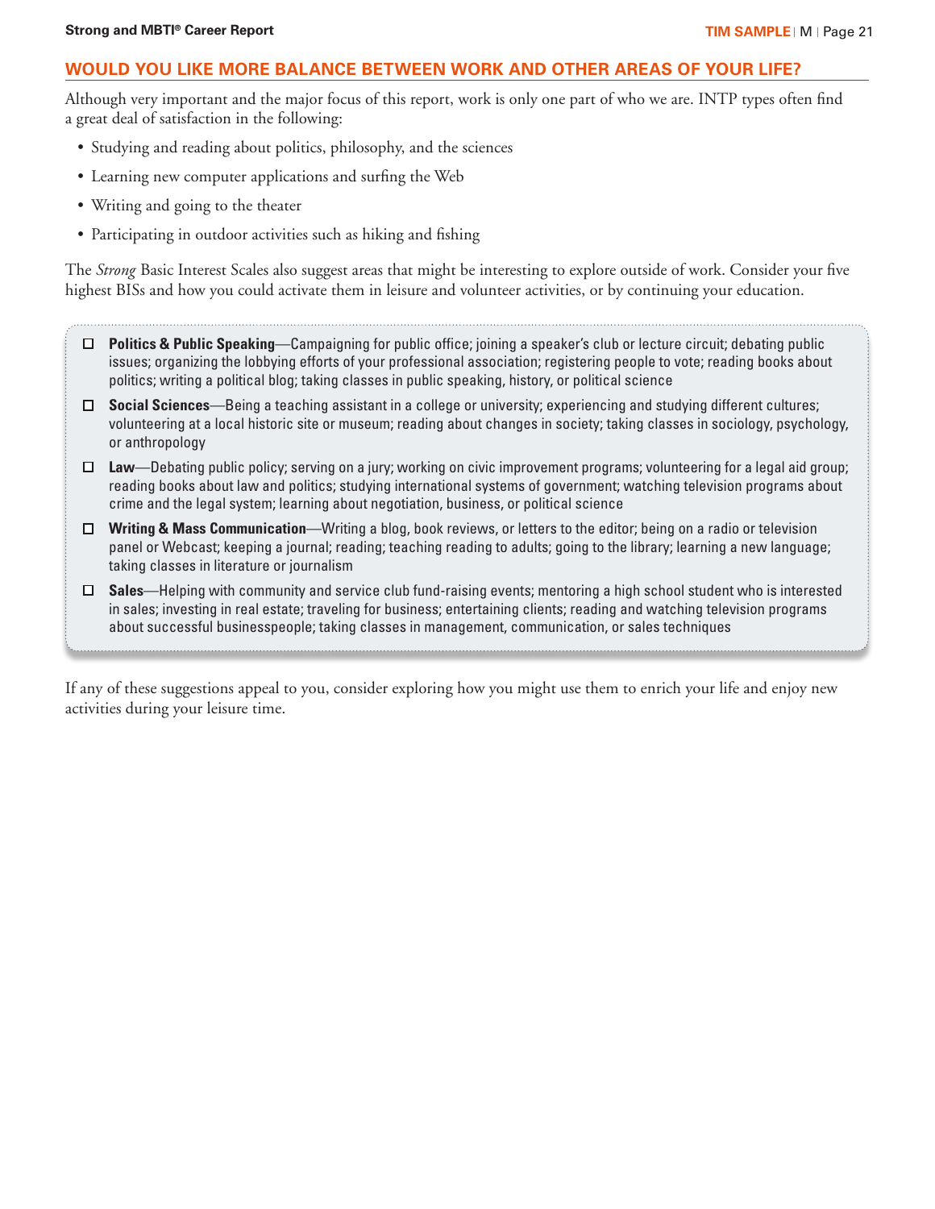## WOULD YOU LIKE MORE BALANCE BETWEEN WORK AND OTHER AREAS OF YOUR LIFE?

Although very important and the major focus of this report, work is only one part of who we are. INTP types often find a great deal of satisfaction in the following:

- Studying and reading about politics, philosophy, and the sciences
- Learning new computer applications and surfing the Web
- Writing and going to the theater
- Participating in outdoor activities such as hiking and fishing

The *Strong* Basic Interest Scales also suggest areas that might be interesting to explore outside of work. Consider your five highest BISs and how you could activate them in leisure and volunteer activities, or by continuing your education.

- ☐ **Politics & Public Speaking**—Campaigning for public office; joining a speaker's club or lecture circuit; debating public issues; organizing the lobbying efforts of your professional association; registering people to vote; reading books about politics; writing a political blog; taking classes in public speaking, history, or political science
- ☐ **Social Sciences**—Being a teaching assistant in a college or university; experiencing and studying different cultures; volunteering at a local historic site or museum; reading about changes in society; taking classes in sociology, psychology, or anthropology
- ☐ **Law**—Debating public policy; serving on a jury; working on civic improvement programs; volunteering for a legal aid group; reading books about law and politics; studying international systems of government; watching television programs about crime and the legal system; learning about negotiation, business, or political science
- ☐ **Writing & Mass Communication**—Writing a blog, book reviews, or letters to the editor; being on a radio or television panel or Webcast; keeping a journal; reading; teaching reading to adults; going to the library; learning a new language; taking classes in literature or journalism
- ☐ **Sales**—Helping with community and service club fund-raising events; mentoring a high school student who is interested in sales; investing in real estate; traveling for business; entertaining clients; reading and watching television programs about successful businesspeople; taking classes in management, communication, or sales techniques

If any of these suggestions appeal to you, consider exploring how you might use them to enrich your life and enjoy new activities during your leisure time.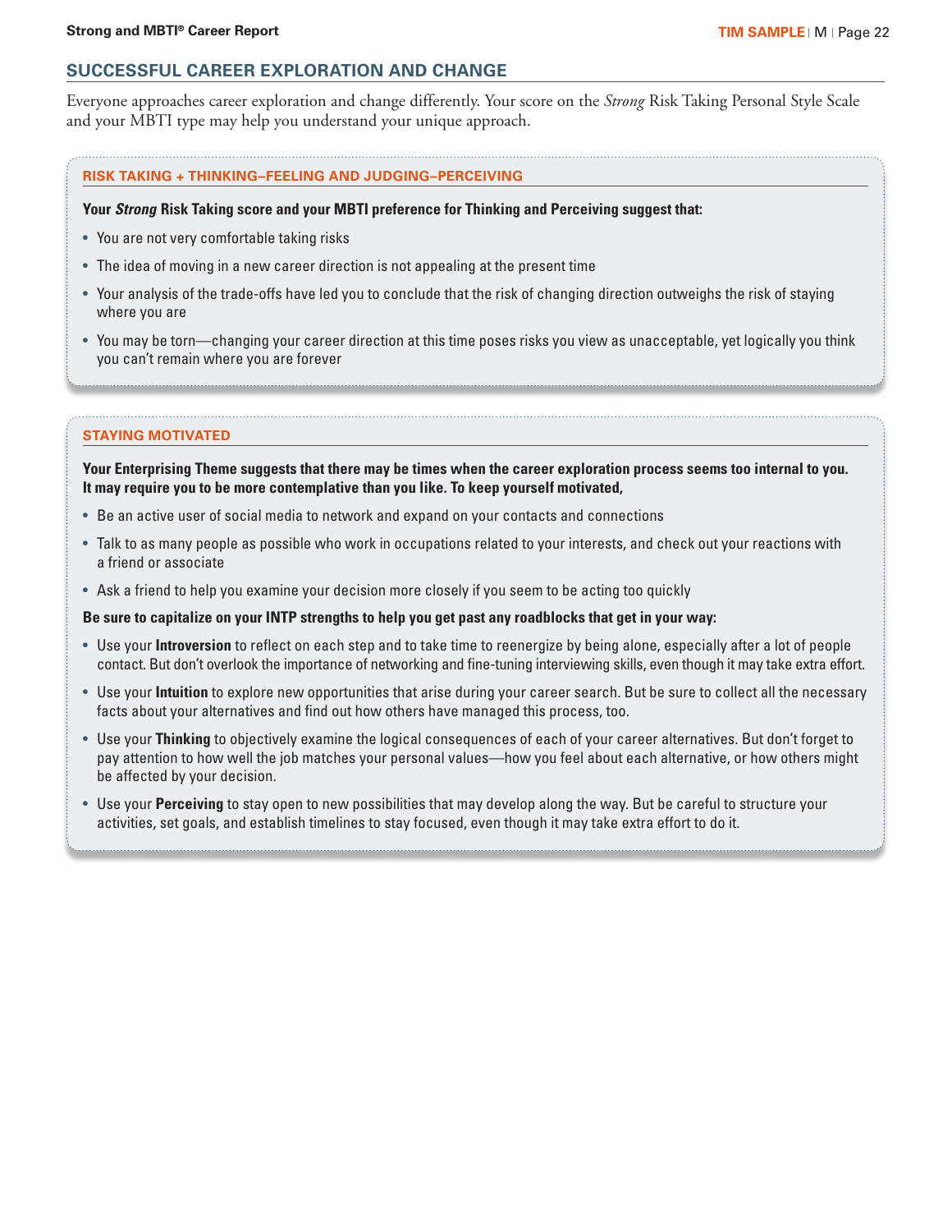## SUCCESSFUL CAREER EXPLORATION AND CHANGE

Everyone approaches career exploration and change differently. Your score on the *Strong* Risk Taking Personal Style Scale and your MBTI type may help you understand your unique approach.

### RISK TAKING + THINKING–FEELING AND JUDGING–PERCEIVING

**Your *Strong* Risk Taking score and your MBTI preference for Thinking and Perceiving suggest that:**

- You are not very comfortable taking risks
- The idea of moving in a new career direction is not appealing at the present time
- Your analysis of the trade-offs have led you to conclude that the risk of changing direction outweighs the risk of staying where you are
- You may be torn—changing your career direction at this time poses risks you view as unacceptable, yet logically you think you can't remain where you are forever

### STAYING MOTIVATED

**Your Enterprising Theme suggests that there may be times when the career exploration process seems too internal to you. It may require you to be more contemplative than you like. To keep yourself motivated,**

- Be an active user of social media to network and expand on your contacts and connections
- Talk to as many people as possible who work in occupations related to your interests, and check out your reactions with a friend or associate
- Ask a friend to help you examine your decision more closely if you seem to be acting too quickly

**Be sure to capitalize on your INTP strengths to help you get past any roadblocks that get in your way:**

- Use your **Introversion** to reflect on each step and to take time to reenergize by being alone, especially after a lot of people contact. But don't overlook the importance of networking and fine-tuning interviewing skills, even though it may take extra effort.
- Use your **Intuition** to explore new opportunities that arise during your career search. But be sure to collect all the necessary facts about your alternatives and find out how others have managed this process, too.
- Use your **Thinking** to objectively examine the logical consequences of each of your career alternatives. But don't forget to pay attention to how well the job matches your personal values—how you feel about each alternative, or how others might be affected by your decision.
- Use your **Perceiving** to stay open to new possibilities that may develop along the way. But be careful to structure your activities, set goals, and establish timelines to stay focused, even though it may take extra effort to do it.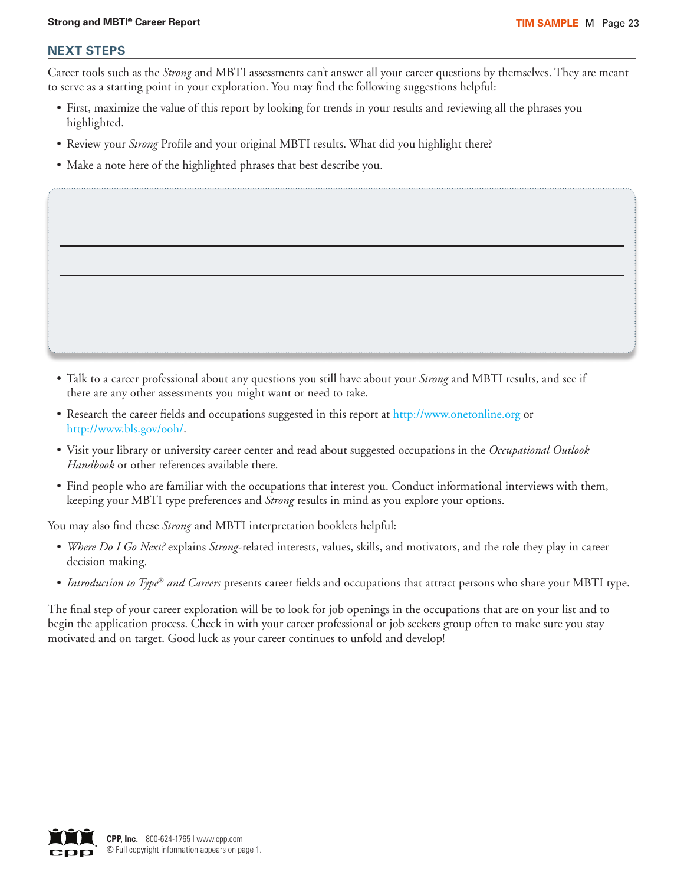## NEXT STEPS

Career tools such as the *Strong* and MBTI assessments can't answer all your career questions by themselves. They are meant to serve as a starting point in your exploration. You may find the following suggestions helpful:

- First, maximize the value of this report by looking for trends in your results and reviewing all the phrases you highlighted.
- Review your *Strong* Profile and your original MBTI results. What did you highlight there?
- Make a note here of the highlighted phrases that best describe you.

- Talk to a career professional about any questions you still have about your *Strong* and MBTI results, and see if there are any other assessments you might want or need to take.
- Research the career fields and occupations suggested in this report at http://www.onetonline.org or http://www.bls.gov/ooh/.
- Visit your library or university career center and read about suggested occupations in the *Occupational Outlook Handbook* or other references available there.
- Find people who are familiar with the occupations that interest you. Conduct informational interviews with them, keeping your MBTI type preferences and *Strong* results in mind as you explore your options.

You may also find these *Strong* and MBTI interpretation booklets helpful:

- *Where Do I Go Next?* explains *Strong*-related interests, values, skills, and motivators, and the role they play in career decision making.
- *Introduction to Type® and Careers* presents career fields and occupations that attract persons who share your MBTI type.

The final step of your career exploration will be to look for job openings in the occupations that are on your list and to begin the application process. Check in with your career professional or job seekers group often to make sure you stay motivated and on target. Good luck as your career continues to unfold and develop!

**CPP, Inc.** | 800-624-1765 | www.cpp.com
© Full copyright information appears on page 1.